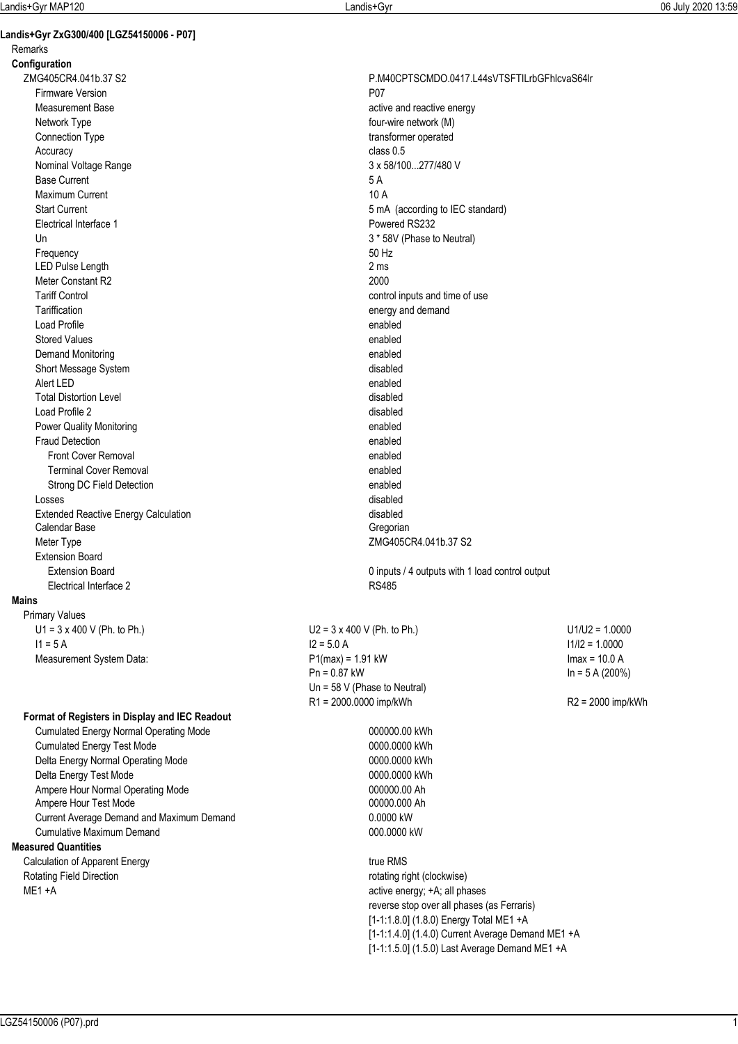## Landis+Gyr ZxG300/400 [LGZ54150006 - P07]

Remarks

**Configuration**

| | |
|---|---|
| ZMG405CR4.041b.37 S2 | P.M40CPTSCMDO.0417.L44sVTSFTILrbGFhlcvaS64lr |
| Firmware Version | P07 |
| Measurement Base | active and reactive energy |
| Network Type | four-wire network (M) |
| Connection Type | transformer operated |
| Accuracy | class 0.5 |
| Nominal Voltage Range | 3 x 58/100...277/480 V |
| Base Current | 5 A |
| Maximum Current | 10 A |
| Start Current | 5 mA (according to IEC standard) |
| Electrical Interface 1 | Powered RS232 |
| Un | 3 * 58V (Phase to Neutral) |
| Frequency | 50 Hz |
| LED Pulse Length | 2 ms |
| Meter Constant R2 | 2000 |
| Tariff Control | control inputs and time of use |
| Tariffication | energy and demand |
| Load Profile | enabled |
| Stored Values | enabled |
| Demand Monitoring | enabled |
| Short Message System | disabled |
| Alert LED | enabled |
| Total Distortion Level | disabled |
| Load Profile 2 | disabled |
| Power Quality Monitoring | enabled |
| Fraud Detection | enabled |
| Front Cover Removal | enabled |
| Terminal Cover Removal | enabled |
| Strong DC Field Detection | enabled |
| Losses | disabled |
| Extended Reactive Energy Calculation | disabled |
| Calendar Base | Gregorian |
| Meter Type | ZMG405CR4.041b.37 S2 |
| Extension Board | |
| Extension Board | 0 inputs / 4 outputs with 1 load control output |
| Electrical Interface 2 | RS485 |

**Mains**

Primary Values

| | | |
|---|---|---|
| U1 = 3 x 400 V (Ph. to Ph.) | U2 = 3 x 400 V (Ph. to Ph.) | U1/U2 = 1.0000 |
| I1 = 5 A | I2 = 5.0 A | I1/I2 = 1.0000 |
| Measurement System Data: | P1(max) = 1.91 kW | Imax = 10.0 A |
| | Pn = 0.87 kW | In = 5 A (200%) |
| | Un = 58 V (Phase to Neutral) | |
| | R1 = 2000.0000 imp/kWh | R2 = 2000 imp/kWh |

**Format of Registers in Display and IEC Readout**

| | |
|---|---|
| Cumulated Energy Normal Operating Mode | 000000.00 kWh |
| Cumulated Energy Test Mode | 0000.0000 kWh |
| Delta Energy Normal Operating Mode | 0000.0000 kWh |
| Delta Energy Test Mode | 0000.0000 kWh |
| Ampere Hour Normal Operating Mode | 000000.00 Ah |
| Ampere Hour Test Mode | 00000.000 Ah |
| Current Average Demand and Maximum Demand | 0.0000 kW |
| Cumulative Maximum Demand | 000.0000 kW |

**Measured Quantities**

| | |
|---|---|
| Calculation of Apparent Energy | true RMS |
| Rotating Field Direction | rotating right (clockwise) |
| ME1 +A | active energy; +A; all phases |
| | reverse stop over all phases (as Ferraris) |
| | [1-1:1.8.0] (1.8.0) Energy Total ME1 +A |
| | [1-1:1.4.0] (1.4.0) Current Average Demand ME1 +A |
| | [1-1:1.5.0] (1.5.0) Last Average Demand ME1 +A |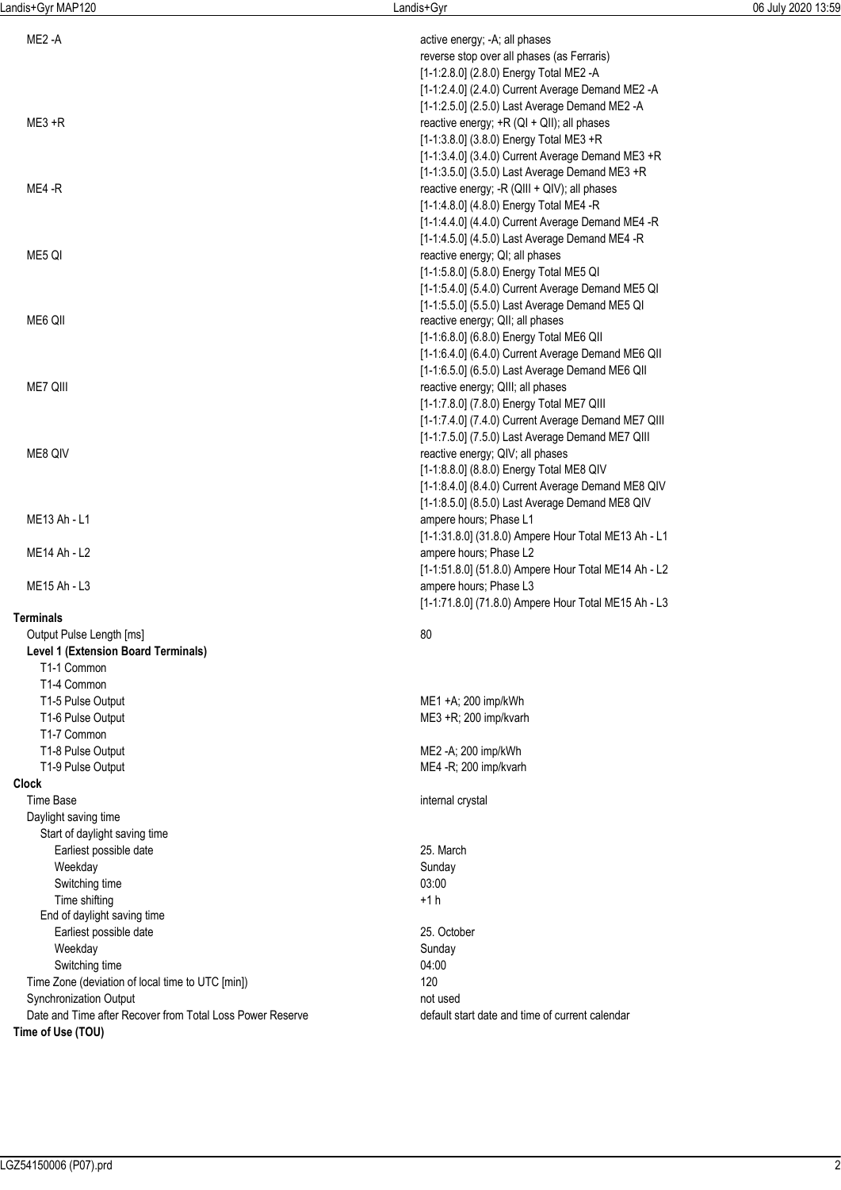| | |
|---|---|
| ME2 -A | active energy; -A; all phases |
| | reverse stop over all phases (as Ferraris) |
| | [1-1:2.8.0] (2.8.0) Energy Total ME2 -A |
| | [1-1:2.4.0] (2.4.0) Current Average Demand ME2 -A |
| | [1-1:2.5.0] (2.5.0) Last Average Demand ME2 -A |
| ME3 +R | reactive energy; +R (QI + QII); all phases |
| | [1-1:3.8.0] (3.8.0) Energy Total ME3 +R |
| | [1-1:3.4.0] (3.4.0) Current Average Demand ME3 +R |
| | [1-1:3.5.0] (3.5.0) Last Average Demand ME3 +R |
| ME4 -R | reactive energy; -R (QIII + QIV); all phases |
| | [1-1:4.8.0] (4.8.0) Energy Total ME4 -R |
| | [1-1:4.4.0] (4.4.0) Current Average Demand ME4 -R |
| | [1-1:4.5.0] (4.5.0) Last Average Demand ME4 -R |
| ME5 QI | reactive energy; QI; all phases |
| | [1-1:5.8.0] (5.8.0) Energy Total ME5 QI |
| | [1-1:5.4.0] (5.4.0) Current Average Demand ME5 QI |
| | [1-1:5.5.0] (5.5.0) Last Average Demand ME5 QI |
| ME6 QII | reactive energy; QII; all phases |
| | [1-1:6.8.0] (6.8.0) Energy Total ME6 QII |
| | [1-1:6.4.0] (6.4.0) Current Average Demand ME6 QII |
| | [1-1:6.5.0] (6.5.0) Last Average Demand ME6 QII |
| ME7 QIII | reactive energy; QIII; all phases |
| | [1-1:7.8.0] (7.8.0) Energy Total ME7 QIII |
| | [1-1:7.4.0] (7.4.0) Current Average Demand ME7 QIII |
| | [1-1:7.5.0] (7.5.0) Last Average Demand ME7 QIII |
| ME8 QIV | reactive energy; QIV; all phases |
| | [1-1:8.8.0] (8.8.0) Energy Total ME8 QIV |
| | [1-1:8.4.0] (8.4.0) Current Average Demand ME8 QIV |
| | [1-1:8.5.0] (8.5.0) Last Average Demand ME8 QIV |
| ME13 Ah - L1 | ampere hours; Phase L1 |
| | [1-1:31.8.0] (31.8.0) Ampere Hour Total ME13 Ah - L1 |
| ME14 Ah - L2 | ampere hours; Phase L2 |
| | [1-1:51.8.0] (51.8.0) Ampere Hour Total ME14 Ah - L2 |
| ME15 Ah - L3 | ampere hours; Phase L3 |
| | [1-1:71.8.0] (71.8.0) Ampere Hour Total ME15 Ah - L3 |

**Terminals**

| | |
|---|---|
| Output Pulse Length [ms] | 80 |
| **Level 1 (Extension Board Terminals)** | |
| T1-1 Common | |
| T1-4 Common | |
| T1-5 Pulse Output | ME1 +A; 200 imp/kWh |
| T1-6 Pulse Output | ME3 +R; 200 imp/kvarh |
| T1-7 Common | |
| T1-8 Pulse Output | ME2 -A; 200 imp/kWh |
| T1-9 Pulse Output | ME4 -R; 200 imp/kvarh |

**Clock**

| | |
|---|---|
| Time Base | internal crystal |
| Daylight saving time | |
| Start of daylight saving time | |
| Earliest possible date | 25. March |
| Weekday | Sunday |
| Switching time | 03:00 |
| Time shifting | +1 h |
| End of daylight saving time | |
| Earliest possible date | 25. October |
| Weekday | Sunday |
| Switching time | 04:00 |
| Time Zone (deviation of local time to UTC [min]) | 120 |
| Synchronization Output | not used |
| Date and Time after Recover from Total Loss Power Reserve | default start date and time of current calendar |

**Time of Use (TOU)**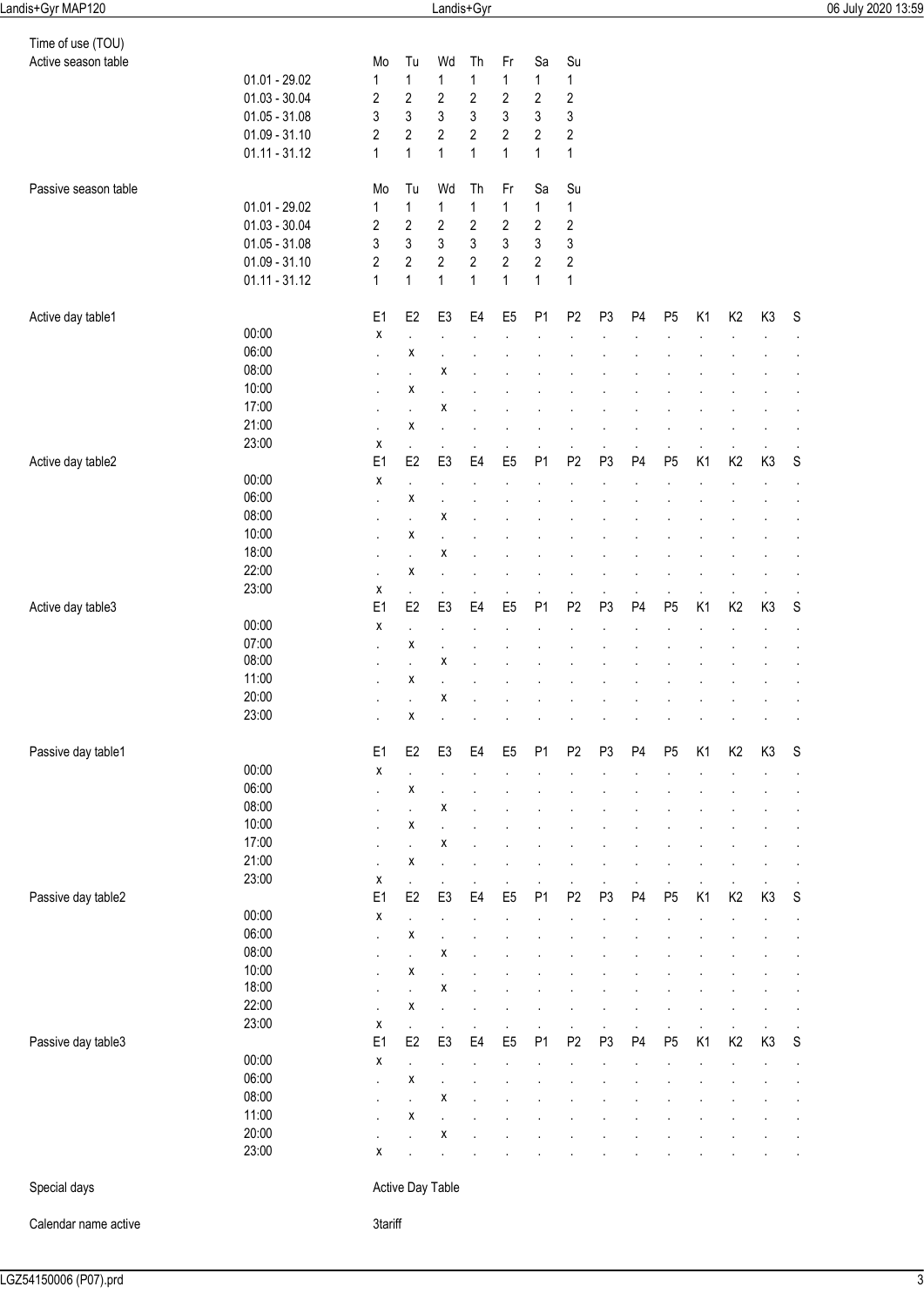Time of use (TOU)

Active season table

| | Mo | Tu | Wd | Th | Fr | Sa | Su |
|---|---|---|---|---|---|---|---|
| 01.01 - 29.02 | 1 | 1 | 1 | 1 | 1 | 1 | 1 |
| 01.03 - 30.04 | 2 | 2 | 2 | 2 | 2 | 2 | 2 |
| 01.05 - 31.08 | 3 | 3 | 3 | 3 | 3 | 3 | 3 |
| 01.09 - 31.10 | 2 | 2 | 2 | 2 | 2 | 2 | 2 |
| 01.11 - 31.12 | 1 | 1 | 1 | 1 | 1 | 1 | 1 |

Passive season table

| | Mo | Tu | Wd | Th | Fr | Sa | Su |
|---|---|---|---|---|---|---|---|
| 01.01 - 29.02 | 1 | 1 | 1 | 1 | 1 | 1 | 1 |
| 01.03 - 30.04 | 2 | 2 | 2 | 2 | 2 | 2 | 2 |
| 01.05 - 31.08 | 3 | 3 | 3 | 3 | 3 | 3 | 3 |
| 01.09 - 31.10 | 2 | 2 | 2 | 2 | 2 | 2 | 2 |
| 01.11 - 31.12 | 1 | 1 | 1 | 1 | 1 | 1 | 1 |

Active day table1

| | E1 | E2 | E3 | E4 | E5 | P1 | P2 | P3 | P4 | P5 | K1 | K2 | K3 | S |
|---|---|---|---|---|---|---|---|---|---|---|---|---|---|---|
| 00:00 | x | . | . | . | . | . | . | . | . | . | . | . | . | . |
| 06:00 | . | x | . | . | . | . | . | . | . | . | . | . | . | . |
| 08:00 | . | . | x | . | . | . | . | . | . | . | . | . | . | . |
| 10:00 | . | x | . | . | . | . | . | . | . | . | . | . | . | . |
| 17:00 | . | . | x | . | . | . | . | . | . | . | . | . | . | . |
| 21:00 | . | x | . | . | . | . | . | . | . | . | . | . | . | . |
| 23:00 | x | . | . | . | . | . | . | . | . | . | . | . | . | . |

Active day table2

| | E1 | E2 | E3 | E4 | E5 | P1 | P2 | P3 | P4 | P5 | K1 | K2 | K3 | S |
|---|---|---|---|---|---|---|---|---|---|---|---|---|---|---|
| 00:00 | x | . | . | . | . | . | . | . | . | . | . | . | . | . |
| 06:00 | . | x | . | . | . | . | . | . | . | . | . | . | . | . |
| 08:00 | . | . | x | . | . | . | . | . | . | . | . | . | . | . |
| 10:00 | . | x | . | . | . | . | . | . | . | . | . | . | . | . |
| 18:00 | . | . | x | . | . | . | . | . | . | . | . | . | . | . |
| 22:00 | . | x | . | . | . | . | . | . | . | . | . | . | . | . |
| 23:00 | x | . | . | . | . | . | . | . | . | . | . | . | . | . |

Active day table3

| | E1 | E2 | E3 | E4 | E5 | P1 | P2 | P3 | P4 | P5 | K1 | K2 | K3 | S |
|---|---|---|---|---|---|---|---|---|---|---|---|---|---|---|
| 00:00 | x | . | . | . | . | . | . | . | . | . | . | . | . | . |
| 07:00 | . | x | . | . | . | . | . | . | . | . | . | . | . | . |
| 08:00 | . | . | x | . | . | . | . | . | . | . | . | . | . | . |
| 11:00 | . | x | . | . | . | . | . | . | . | . | . | . | . | . |
| 20:00 | . | . | x | . | . | . | . | . | . | . | . | . | . | . |
| 23:00 | . | x | . | . | . | . | . | . | . | . | . | . | . | . |

Passive day table1

| | E1 | E2 | E3 | E4 | E5 | P1 | P2 | P3 | P4 | P5 | K1 | K2 | K3 | S |
|---|---|---|---|---|---|---|---|---|---|---|---|---|---|---|
| 00:00 | x | . | . | . | . | . | . | . | . | . | . | . | . | . |
| 06:00 | . | x | . | . | . | . | . | . | . | . | . | . | . | . |
| 08:00 | . | . | x | . | . | . | . | . | . | . | . | . | . | . |
| 10:00 | . | x | . | . | . | . | . | . | . | . | . | . | . | . |
| 17:00 | . | . | x | . | . | . | . | . | . | . | . | . | . | . |
| 21:00 | . | x | . | . | . | . | . | . | . | . | . | . | . | . |
| 23:00 | x | . | . | . | . | . | . | . | . | . | . | . | . | . |

Passive day table2

| | E1 | E2 | E3 | E4 | E5 | P1 | P2 | P3 | P4 | P5 | K1 | K2 | K3 | S |
|---|---|---|---|---|---|---|---|---|---|---|---|---|---|---|
| 00:00 | x | . | . | . | . | . | . | . | . | . | . | . | . | . |
| 06:00 | . | x | . | . | . | . | . | . | . | . | . | . | . | . |
| 08:00 | . | . | x | . | . | . | . | . | . | . | . | . | . | . |
| 10:00 | . | x | . | . | . | . | . | . | . | . | . | . | . | . |
| 18:00 | . | . | x | . | . | . | . | . | . | . | . | . | . | . |
| 22:00 | . | x | . | . | . | . | . | . | . | . | . | . | . | . |
| 23:00 | x | . | . | . | . | . | . | . | . | . | . | . | . | . |

Passive day table3

| | E1 | E2 | E3 | E4 | E5 | P1 | P2 | P3 | P4 | P5 | K1 | K2 | K3 | S |
|---|---|---|---|---|---|---|---|---|---|---|---|---|---|---|
| 00:00 | x | . | . | . | . | . | . | . | . | . | . | . | . | . |
| 06:00 | . | x | . | . | . | . | . | . | . | . | . | . | . | . |
| 08:00 | . | . | x | . | . | . | . | . | . | . | . | . | . | . |
| 11:00 | . | x | . | . | . | . | . | . | . | . | . | . | . | . |
| 20:00 | . | . | x | . | . | . | . | . | . | . | . | . | . | . |
| 23:00 | x | . | . | . | . | . | . | . | . | . | . | . | . | . |

Special days: Active Day Table

Calendar name active: 3tariff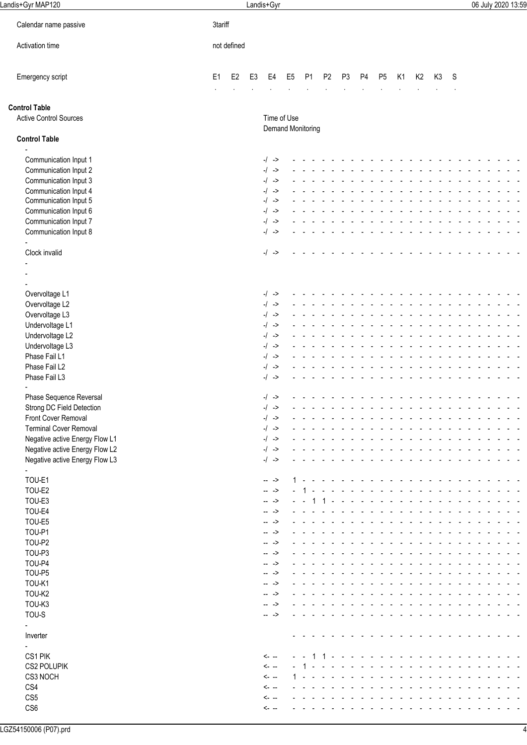| | |
|---|---|
| Calendar name passive | 3tariff |
| Activation time | not defined |

| Emergency script | E1 | E2 | E3 | E4 | E5 | P1 | P2 | P3 | P4 | P5 | K1 | K2 | K3 | S |
|---|---|---|---|---|---|---|---|---|---|---|---|---|---|---|
| | . | . | . | . | . | . | . | . | . | . | . | . | . | . |

## Control Table

Active Control Sources: Time of Use, Demand Monitoring

### Control Table

| Source | Direction | Mapping |
|---|---|---|
| - | | |
| Communication Input 1 | -/ -> | - - - - - - - - - - - - - - - - - - - - - - - - |
| Communication Input 2 | -/ -> | - - - - - - - - - - - - - - - - - - - - - - - - |
| Communication Input 3 | -/ -> | - - - - - - - - - - - - - - - - - - - - - - - - |
| Communication Input 4 | -/ -> | - - - - - - - - - - - - - - - - - - - - - - - - |
| Communication Input 5 | -/ -> | - - - - - - - - - - - - - - - - - - - - - - - - |
| Communication Input 6 | -/ -> | - - - - - - - - - - - - - - - - - - - - - - - - |
| Communication Input 7 | -/ -> | - - - - - - - - - - - - - - - - - - - - - - - - |
| Communication Input 8 | -/ -> | - - - - - - - - - - - - - - - - - - - - - - - - |
| - | | |
| Clock invalid | -/ -> | - - - - - - - - - - - - - - - - - - - - - - - - |
| - | | |
| - | | |
| - | | |
| Overvoltage L1 | -/ -> | - - - - - - - - - - - - - - - - - - - - - - - - |
| Overvoltage L2 | -/ -> | - - - - - - - - - - - - - - - - - - - - - - - - |
| Overvoltage L3 | -/ -> | - - - - - - - - - - - - - - - - - - - - - - - - |
| Undervoltage L1 | -/ -> | - - - - - - - - - - - - - - - - - - - - - - - - |
| Undervoltage L2 | -/ -> | - - - - - - - - - - - - - - - - - - - - - - - - |
| Undervoltage L3 | -/ -> | - - - - - - - - - - - - - - - - - - - - - - - - |
| Phase Fail L1 | -/ -> | - - - - - - - - - - - - - - - - - - - - - - - - |
| Phase Fail L2 | -/ -> | - - - - - - - - - - - - - - - - - - - - - - - - |
| Phase Fail L3 | -/ -> | - - - - - - - - - - - - - - - - - - - - - - - - |
| - | | |
| Phase Sequence Reversal | -/ -> | - - - - - - - - - - - - - - - - - - - - - - - - |
| Strong DC Field Detection | -/ -> | - - - - - - - - - - - - - - - - - - - - - - - - |
| Front Cover Removal | -/ -> | - - - - - - - - - - - - - - - - - - - - - - - - |
| Terminal Cover Removal | -/ -> | - - - - - - - - - - - - - - - - - - - - - - - - |
| Negative active Energy Flow L1 | -/ -> | - - - - - - - - - - - - - - - - - - - - - - - - |
| Negative active Energy Flow L2 | -/ -> | - - - - - - - - - - - - - - - - - - - - - - - - |
| Negative active Energy Flow L3 | -/ -> | - - - - - - - - - - - - - - - - - - - - - - - - |
| - | | |
| TOU-E1 | -- -> | 1 - - - - - - - - - - - - - - - - - - - - - - - |
| TOU-E2 | -- -> | - 1 - - - - - - - - - - - - - - - - - - - - - - |
| TOU-E3 | -- -> | - - 1 1 - - - - - - - - - - - - - - - - - - - - |
| TOU-E4 | -- -> | - - - - - - - - - - - - - - - - - - - - - - - - |
| TOU-E5 | -- -> | - - - - - - - - - - - - - - - - - - - - - - - - |
| TOU-P1 | -- -> | - - - - - - - - - - - - - - - - - - - - - - - - |
| TOU-P2 | -- -> | - - - - - - - - - - - - - - - - - - - - - - - - |
| TOU-P3 | -- -> | - - - - - - - - - - - - - - - - - - - - - - - - |
| TOU-P4 | -- -> | - - - - - - - - - - - - - - - - - - - - - - - - |
| TOU-P5 | -- -> | - - - - - - - - - - - - - - - - - - - - - - - - |
| TOU-K1 | -- -> | - - - - - - - - - - - - - - - - - - - - - - - - |
| TOU-K2 | -- -> | - - - - - - - - - - - - - - - - - - - - - - - - |
| TOU-K3 | -- -> | - - - - - - - - - - - - - - - - - - - - - - - - |
| TOU-S | -- -> | - - - - - - - - - - - - - - - - - - - - - - - - |
| - | | |
| Inverter | | - - - - - - - - - - - - - - - - - - - - - - - - |
| - | | |
| CS1 PIK | <- -- | - - 1 1 - - - - - - - - - - - - - - - - - - - - |
| CS2 POLUPIK | <- -- | - 1 - - - - - - - - - - - - - - - - - - - - - - |
| CS3 NOCH | <- -- | 1 - - - - - - - - - - - - - - - - - - - - - - - |
| CS4 | <- -- | - - - - - - - - - - - - - - - - - - - - - - - - |
| CS5 | <- -- | - - - - - - - - - - - - - - - - - - - - - - - - |
| CS6 | <- -- | - - - - - - - - - - - - - - - - - - - - - - - - |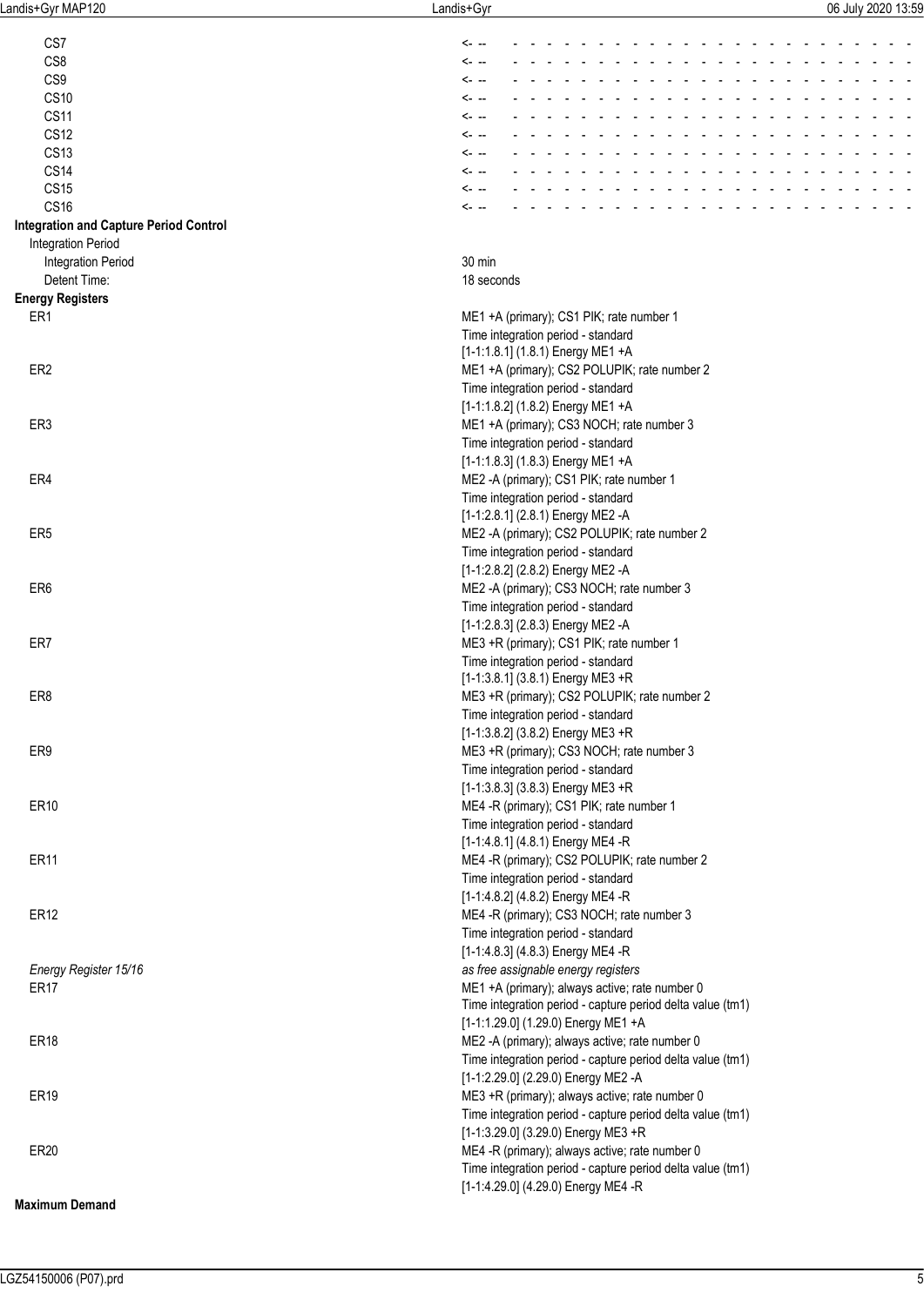| | |
|---|---|
| CS7 | <- -- - - - - - - - - - - - - - - - - - - - - - - - - - - - - - |
| CS8 | <- -- - - - - - - - - - - - - - - - - - - - - - - - - - - - - - |
| CS9 | <- -- - - - - - - - - - - - - - - - - - - - - - - - - - - - - - |
| CS10 | <- -- - - - - - - - - - - - - - - - - - - - - - - - - - - - - - |
| CS11 | <- -- - - - - - - - - - - - - - - - - - - - - - - - - - - - - - |
| CS12 | <- -- - - - - - - - - - - - - - - - - - - - - - - - - - - - - - |
| CS13 | <- -- - - - - - - - - - - - - - - - - - - - - - - - - - - - - - |
| CS14 | <- -- - - - - - - - - - - - - - - - - - - - - - - - - - - - - - |
| CS15 | <- -- - - - - - - - - - - - - - - - - - - - - - - - - - - - - - |
| CS16 | <- -- - - - - - - - - - - - - - - - - - - - - - - - - - - - - - |

**Integration and Capture Period Control**

Integration Period

| | |
|---|---|
| Integration Period | 30 min |
| Detent Time: | 18 seconds |

**Energy Registers**

| | |
|---|---|
| ER1 | ME1 +A (primary); CS1 PIK; rate number 1<br>Time integration period - standard<br>[1-1:1.8.1] (1.8.1) Energy ME1 +A |
| ER2 | ME1 +A (primary); CS2 POLUPIK; rate number 2<br>Time integration period - standard<br>[1-1:1.8.2] (1.8.2) Energy ME1 +A |
| ER3 | ME1 +A (primary); CS3 NOCH; rate number 3<br>Time integration period - standard<br>[1-1:1.8.3] (1.8.3) Energy ME1 +A |
| ER4 | ME2 -A (primary); CS1 PIK; rate number 1<br>Time integration period - standard<br>[1-1:2.8.1] (2.8.1) Energy ME2 -A |
| ER5 | ME2 -A (primary); CS2 POLUPIK; rate number 2<br>Time integration period - standard<br>[1-1:2.8.2] (2.8.2) Energy ME2 -A |
| ER6 | ME2 -A (primary); CS3 NOCH; rate number 3<br>Time integration period - standard<br>[1-1:2.8.3] (2.8.3) Energy ME2 -A |
| ER7 | ME3 +R (primary); CS1 PIK; rate number 1<br>Time integration period - standard<br>[1-1:3.8.1] (3.8.1) Energy ME3 +R |
| ER8 | ME3 +R (primary); CS2 POLUPIK; rate number 2<br>Time integration period - standard<br>[1-1:3.8.2] (3.8.2) Energy ME3 +R |
| ER9 | ME3 +R (primary); CS3 NOCH; rate number 3<br>Time integration period - standard<br>[1-1:3.8.3] (3.8.3) Energy ME3 +R |
| ER10 | ME4 -R (primary); CS1 PIK; rate number 1<br>Time integration period - standard<br>[1-1:4.8.1] (4.8.1) Energy ME4 -R |
| ER11 | ME4 -R (primary); CS2 POLUPIK; rate number 2<br>Time integration period - standard<br>[1-1:4.8.2] (4.8.2) Energy ME4 -R |
| ER12 | ME4 -R (primary); CS3 NOCH; rate number 3<br>Time integration period - standard<br>[1-1:4.8.3] (4.8.3) Energy ME4 -R |
| *Energy Register 15/16* | *as free assignable energy registers* |
| ER17 | ME1 +A (primary); always active; rate number 0<br>Time integration period - capture period delta value (tm1)<br>[1-1:1.29.0] (1.29.0) Energy ME1 +A |
| ER18 | ME2 -A (primary); always active; rate number 0<br>Time integration period - capture period delta value (tm1)<br>[1-1:2.29.0] (2.29.0) Energy ME2 -A |
| ER19 | ME3 +R (primary); always active; rate number 0<br>Time integration period - capture period delta value (tm1)<br>[1-1:3.29.0] (3.29.0) Energy ME3 +R |
| ER20 | ME4 -R (primary); always active; rate number 0<br>Time integration period - capture period delta value (tm1)<br>[1-1:4.29.0] (4.29.0) Energy ME4 -R |

**Maximum Demand**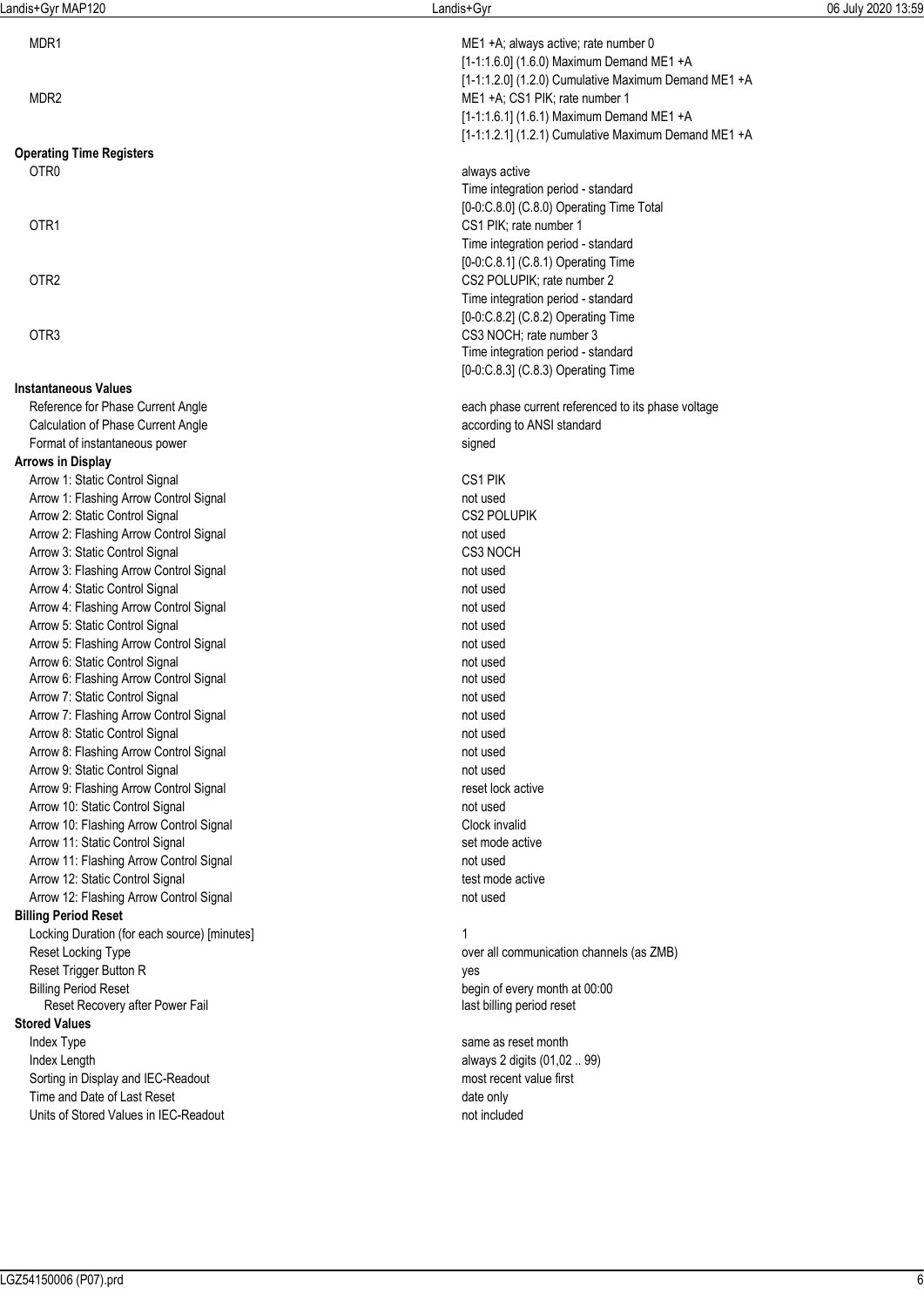| | |
|---|---|
| MDR1 | ME1 +A; always active; rate number 0<br>[1-1:1.6.0] (1.6.0) Maximum Demand ME1 +A<br>[1-1:1.2.0] (1.2.0) Cumulative Maximum Demand ME1 +A |
| MDR2 | ME1 +A; CS1 PIK; rate number 1<br>[1-1:1.6.1] (1.6.1) Maximum Demand ME1 +A<br>[1-1:1.2.1] (1.2.1) Cumulative Maximum Demand ME1 +A |
| **Operating Time Registers** | |
| OTR0 | always active<br>Time integration period - standard<br>[0-0:C.8.0] (C.8.0) Operating Time Total |
| OTR1 | CS1 PIK; rate number 1<br>Time integration period - standard<br>[0-0:C.8.1] (C.8.1) Operating Time |
| OTR2 | CS2 POLUPIK; rate number 2<br>Time integration period - standard<br>[0-0:C.8.2] (C.8.2) Operating Time |
| OTR3 | CS3 NOCH; rate number 3<br>Time integration period - standard<br>[0-0:C.8.3] (C.8.3) Operating Time |
| **Instantaneous Values** | |
| Reference for Phase Current Angle | each phase current referenced to its phase voltage |
| Calculation of Phase Current Angle | according to ANSI standard |
| Format of instantaneous power | signed |
| **Arrows in Display** | |
| Arrow 1: Static Control Signal | CS1 PIK |
| Arrow 1: Flashing Arrow Control Signal | not used |
| Arrow 2: Static Control Signal | CS2 POLUPIK |
| Arrow 2: Flashing Arrow Control Signal | not used |
| Arrow 3: Static Control Signal | CS3 NOCH |
| Arrow 3: Flashing Arrow Control Signal | not used |
| Arrow 4: Static Control Signal | not used |
| Arrow 4: Flashing Arrow Control Signal | not used |
| Arrow 5: Static Control Signal | not used |
| Arrow 5: Flashing Arrow Control Signal | not used |
| Arrow 6: Static Control Signal | not used |
| Arrow 6: Flashing Arrow Control Signal | not used |
| Arrow 7: Static Control Signal | not used |
| Arrow 7: Flashing Arrow Control Signal | not used |
| Arrow 8: Static Control Signal | not used |
| Arrow 8: Flashing Arrow Control Signal | not used |
| Arrow 9: Static Control Signal | not used |
| Arrow 9: Flashing Arrow Control Signal | reset lock active |
| Arrow 10: Static Control Signal | not used |
| Arrow 10: Flashing Arrow Control Signal | Clock invalid |
| Arrow 11: Static Control Signal | set mode active |
| Arrow 11: Flashing Arrow Control Signal | not used |
| Arrow 12: Static Control Signal | test mode active |
| Arrow 12: Flashing Arrow Control Signal | not used |
| **Billing Period Reset** | |
| Locking Duration (for each source) [minutes] | 1 |
| Reset Locking Type | over all communication channels (as ZMB) |
| Reset Trigger Button R | yes |
| Billing Period Reset | begin of every month at 00:00 |
| Reset Recovery after Power Fail | last billing period reset |
| **Stored Values** | |
| Index Type | same as reset month |
| Index Length | always 2 digits (01,02 .. 99) |
| Sorting in Display and IEC-Readout | most recent value first |
| Time and Date of Last Reset | date only |
| Units of Stored Values in IEC-Readout | not included |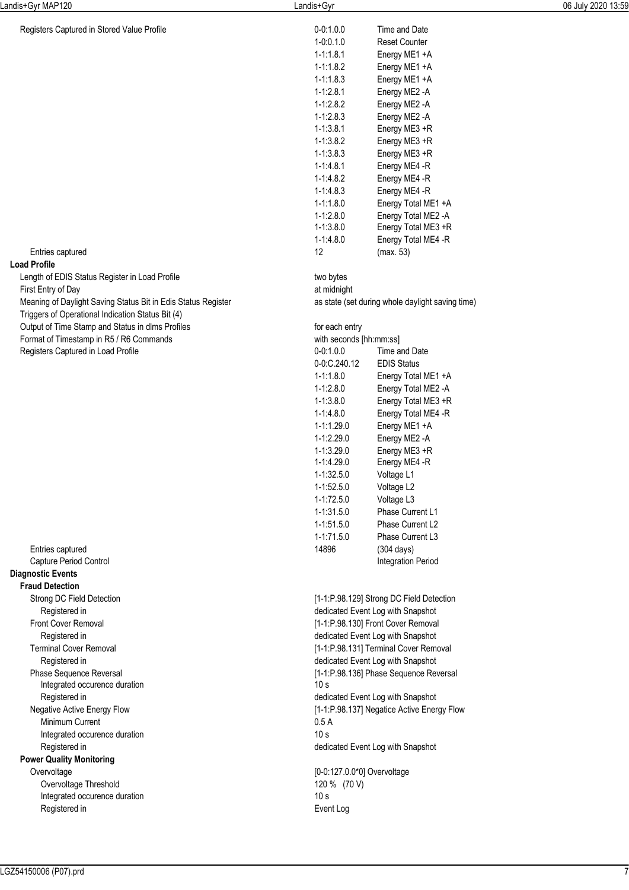Registers Captured in Stored Value Profile

| | | |
|---|---|---|
| | 0-0:1.0.0 | Time and Date |
| | 1-0:0.1.0 | Reset Counter |
| | 1-1:1.8.1 | Energy ME1 +A |
| | 1-1:1.8.2 | Energy ME1 +A |
| | 1-1:1.8.3 | Energy ME1 +A |
| | 1-1:2.8.1 | Energy ME2 -A |
| | 1-1:2.8.2 | Energy ME2 -A |
| | 1-1:2.8.3 | Energy ME2 -A |
| | 1-1:3.8.1 | Energy ME3 +R |
| | 1-1:3.8.2 | Energy ME3 +R |
| | 1-1:3.8.3 | Energy ME3 +R |
| | 1-1:4.8.1 | Energy ME4 -R |
| | 1-1:4.8.2 | Energy ME4 -R |
| | 1-1:4.8.3 | Energy ME4 -R |
| | 1-1:1.8.0 | Energy Total ME1 +A |
| | 1-1:2.8.0 | Energy Total ME2 -A |
| | 1-1:3.8.0 | Energy Total ME3 +R |
| | 1-1:4.8.0 | Energy Total ME4 -R |
| Entries captured | 12 | (max. 53) |

**Load Profile**

| | | |
|---|---|---|
| Length of EDIS Status Register in Load Profile | two bytes | |
| First Entry of Day | at midnight | |
| Meaning of Daylight Saving Status Bit in Edis Status Register | as state (set during whole daylight saving time) | |
| Triggers of Operational Indication Status Bit (4) | | |
| Output of Time Stamp and Status in dlms Profiles | for each entry | |
| Format of Timestamp in R5 / R6 Commands | with seconds [hh:mm:ss] | |
| Registers Captured in Load Profile | 0-0:1.0.0 | Time and Date |
| | 0-0:C.240.12 | EDIS Status |
| | 1-1:1.8.0 | Energy Total ME1 +A |
| | 1-1:2.8.0 | Energy Total ME2 -A |
| | 1-1:3.8.0 | Energy Total ME3 +R |
| | 1-1:4.8.0 | Energy Total ME4 -R |
| | 1-1:1.29.0 | Energy ME1 +A |
| | 1-1:2.29.0 | Energy ME2 -A |
| | 1-1:3.29.0 | Energy ME3 +R |
| | 1-1:4.29.0 | Energy ME4 -R |
| | 1-1:32.5.0 | Voltage L1 |
| | 1-1:52.5.0 | Voltage L2 |
| | 1-1:72.5.0 | Voltage L3 |
| | 1-1:31.5.0 | Phase Current L1 |
| | 1-1:51.5.0 | Phase Current L2 |
| | 1-1:71.5.0 | Phase Current L3 |
| Entries captured | 14896 | (304 days) |
| Capture Period Control | | Integration Period |

**Diagnostic Events**

**Fraud Detection**

| | |
|---|---|
| Strong DC Field Detection | [1-1:P.98.129] Strong DC Field Detection |
| Registered in | dedicated Event Log with Snapshot |
| Front Cover Removal | [1-1:P.98.130] Front Cover Removal |
| Registered in | dedicated Event Log with Snapshot |
| Terminal Cover Removal | [1-1:P.98.131] Terminal Cover Removal |
| Registered in | dedicated Event Log with Snapshot |
| Phase Sequence Reversal | [1-1:P.98.136] Phase Sequence Reversal |
| Integrated occurence duration | 10 s |
| Registered in | dedicated Event Log with Snapshot |
| Negative Active Energy Flow | [1-1:P.98.137] Negatice Active Energy Flow |
| Minimum Current | 0.5 A |
| Integrated occurence duration | 10 s |
| Registered in | dedicated Event Log with Snapshot |

**Power Quality Monitoring**

| | |
|---|---|
| Overvoltage | [0-0:127.0.0*0] Overvoltage |
| Overvoltage Threshold | 120 % (70 V) |
| Integrated occurence duration | 10 s |
| Registered in | Event Log |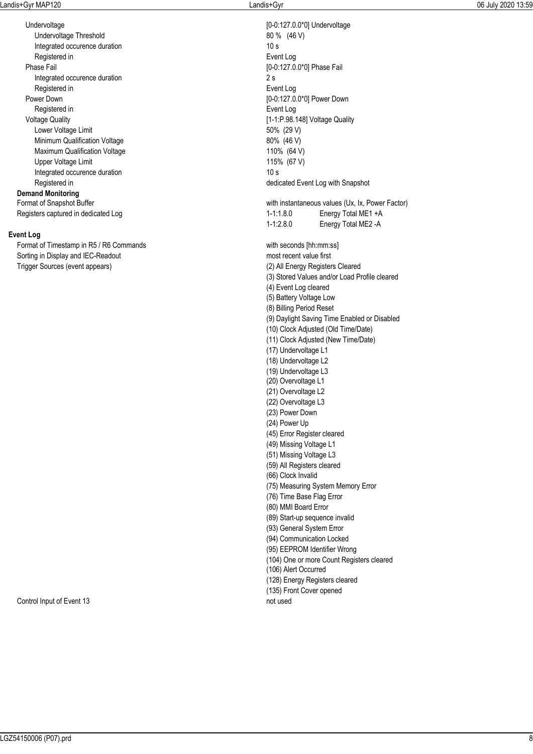| | |
|---|---|
| Undervoltage | [0-0:127.0.0*0] Undervoltage |
| Undervoltage Threshold | 80 %   (46 V) |
| Integrated occurence duration | 10 s |
| Registered in | Event Log |
| Phase Fail | [0-0:127.0.0*0] Phase Fail |
| Integrated occurence duration | 2 s |
| Registered in | Event Log |
| Power Down | [0-0:127.0.0*0] Power Down |
| Registered in | Event Log |
| Voltage Quality | [1-1:P.98.148] Voltage Quality |
| Lower Voltage Limit | 50%  (29 V) |
| Minimum Qualification Voltage | 80%  (46 V) |
| Maximum Qualification Voltage | 110%  (64 V) |
| Upper Voltage Limit | 115%  (67 V) |
| Integrated occurence duration | 10 s |
| Registered in | dedicated Event Log with Snapshot |

**Demand Monitoring**

| | |
|---|---|
| Format of Snapshot Buffer | with instantaneous values (Ux, Ix, Power Factor) |
| Registers captured in dedicated Log | 1-1:1.8.0   Energy Total ME1 +A |
| | 1-1:2.8.0   Energy Total ME2 -A |

**Event Log**

| | |
|---|---|
| Format of Timestamp in R5 / R6 Commands | with seconds [hh:mm:ss] |
| Sorting in Display and IEC-Readout | most recent value first |
| Trigger Sources (event appears) | (2) All Energy Registers Cleared |
| | (3) Stored Values and/or Load Profile cleared |
| | (4) Event Log cleared |
| | (5) Battery Voltage Low |
| | (8) Billing Period Reset |
| | (9) Daylight Saving Time Enabled or Disabled |
| | (10) Clock Adjusted (Old Time/Date) |
| | (11) Clock Adjusted (New Time/Date) |
| | (17) Undervoltage L1 |
| | (18) Undervoltage L2 |
| | (19) Undervoltage L3 |
| | (20) Overvoltage L1 |
| | (21) Overvoltage L2 |
| | (22) Overvoltage L3 |
| | (23) Power Down |
| | (24) Power Up |
| | (45) Error Register cleared |
| | (49) Missing Voltage L1 |
| | (51) Missing Voltage L3 |
| | (59) All Registers cleared |
| | (66) Clock Invalid |
| | (75) Measuring System Memory Error |
| | (76) Time Base Flag Error |
| | (80) MMI Board Error |
| | (89) Start-up sequence invalid |
| | (93) General System Error |
| | (94) Communication Locked |
| | (95) EEPROM Identifier Wrong |
| | (104) One or more Count Registers cleared |
| | (106) Alert Occurred |
| | (128) Energy Registers cleared |
| | (135) Front Cover opened |
| Control Input of Event 13 | not used |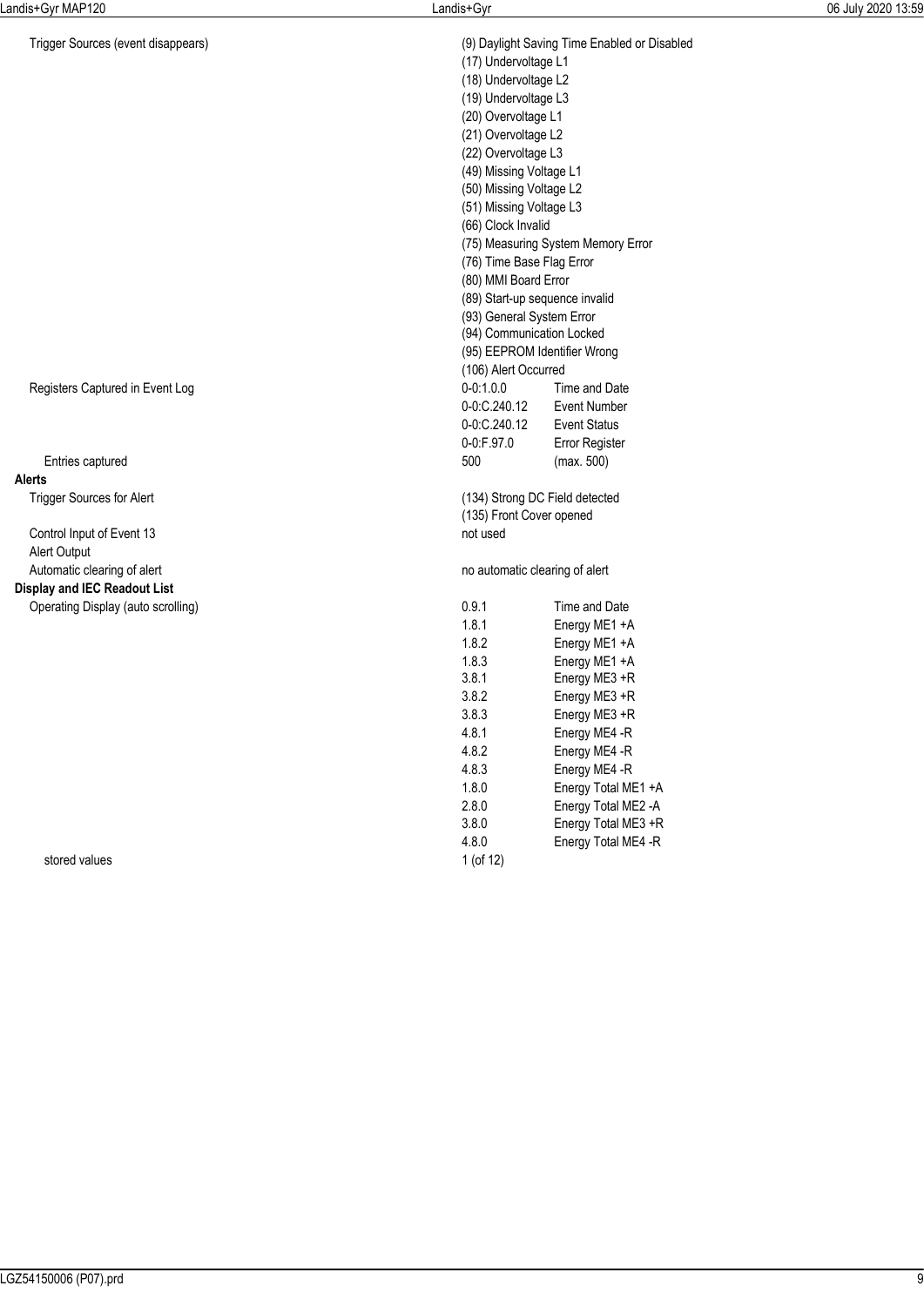| | | |
|---|---|---|
| Trigger Sources (event disappears) | (9) Daylight Saving Time Enabled or Disabled | |
| | (17) Undervoltage L1 | |
| | (18) Undervoltage L2 | |
| | (19) Undervoltage L3 | |
| | (20) Overvoltage L1 | |
| | (21) Overvoltage L2 | |
| | (22) Overvoltage L3 | |
| | (49) Missing Voltage L1 | |
| | (50) Missing Voltage L2 | |
| | (51) Missing Voltage L3 | |
| | (66) Clock Invalid | |
| | (75) Measuring System Memory Error | |
| | (76) Time Base Flag Error | |
| | (80) MMI Board Error | |
| | (89) Start-up sequence invalid | |
| | (93) General System Error | |
| | (94) Communication Locked | |
| | (95) EEPROM Identifier Wrong | |
| | (106) Alert Occurred | |
| Registers Captured in Event Log | 0-0:1.0.0 | Time and Date |
| | 0-0:C.240.12 | Event Number |
| | 0-0:C.240.12 | Event Status |
| | 0-0:F.97.0 | Error Register |
| Entries captured | 500 | (max. 500) |

**Alerts**

| | | |
|---|---|---|
| Trigger Sources for Alert | (134) Strong DC Field detected | |
| | (135) Front Cover opened | |
| Control Input of Event 13 | not used | |
| Alert Output | | |
| Automatic clearing of alert | no automatic clearing of alert | |

**Display and IEC Readout List**

| | | |
|---|---|---|
| Operating Display (auto scrolling) | 0.9.1 | Time and Date |
| | 1.8.1 | Energy ME1 +A |
| | 1.8.2 | Energy ME1 +A |
| | 1.8.3 | Energy ME1 +A |
| | 3.8.1 | Energy ME3 +R |
| | 3.8.2 | Energy ME3 +R |
| | 3.8.3 | Energy ME3 +R |
| | 4.8.1 | Energy ME4 -R |
| | 4.8.2 | Energy ME4 -R |
| | 4.8.3 | Energy ME4 -R |
| | 1.8.0 | Energy Total ME1 +A |
| | 2.8.0 | Energy Total ME2 -A |
| | 3.8.0 | Energy Total ME3 +R |
| | 4.8.0 | Energy Total ME4 -R |
| stored values | 1 (of 12) | |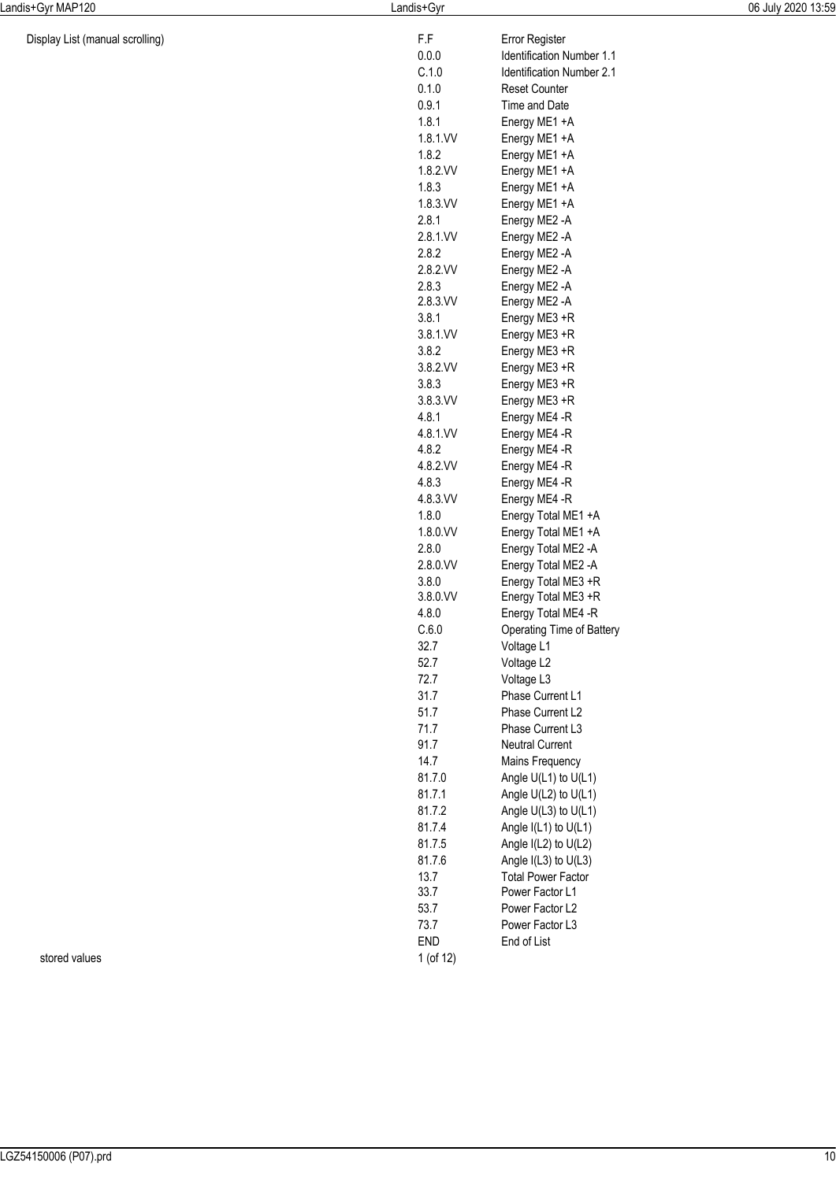| Display List (manual scrolling) | F.F | Error Register |
|---|---|---|
| | 0.0.0 | Identification Number 1.1 |
| | C.1.0 | Identification Number 2.1 |
| | 0.1.0 | Reset Counter |
| | 0.9.1 | Time and Date |
| | 1.8.1 | Energy ME1 +A |
| | 1.8.1.VV | Energy ME1 +A |
| | 1.8.2 | Energy ME1 +A |
| | 1.8.2.VV | Energy ME1 +A |
| | 1.8.3 | Energy ME1 +A |
| | 1.8.3.VV | Energy ME1 +A |
| | 2.8.1 | Energy ME2 -A |
| | 2.8.1.VV | Energy ME2 -A |
| | 2.8.2 | Energy ME2 -A |
| | 2.8.2.VV | Energy ME2 -A |
| | 2.8.3 | Energy ME2 -A |
| | 2.8.3.VV | Energy ME2 -A |
| | 3.8.1 | Energy ME3 +R |
| | 3.8.1.VV | Energy ME3 +R |
| | 3.8.2 | Energy ME3 +R |
| | 3.8.2.VV | Energy ME3 +R |
| | 3.8.3 | Energy ME3 +R |
| | 3.8.3.VV | Energy ME3 +R |
| | 4.8.1 | Energy ME4 -R |
| | 4.8.1.VV | Energy ME4 -R |
| | 4.8.2 | Energy ME4 -R |
| | 4.8.2.VV | Energy ME4 -R |
| | 4.8.3 | Energy ME4 -R |
| | 4.8.3.VV | Energy ME4 -R |
| | 1.8.0 | Energy Total ME1 +A |
| | 1.8.0.VV | Energy Total ME1 +A |
| | 2.8.0 | Energy Total ME2 -A |
| | 2.8.0.VV | Energy Total ME2 -A |
| | 3.8.0 | Energy Total ME3 +R |
| | 3.8.0.VV | Energy Total ME3 +R |
| | 4.8.0 | Energy Total ME4 -R |
| | C.6.0 | Operating Time of Battery |
| | 32.7 | Voltage L1 |
| | 52.7 | Voltage L2 |
| | 72.7 | Voltage L3 |
| | 31.7 | Phase Current L1 |
| | 51.7 | Phase Current L2 |
| | 71.7 | Phase Current L3 |
| | 91.7 | Neutral Current |
| | 14.7 | Mains Frequency |
| | 81.7.0 | Angle U(L1) to U(L1) |
| | 81.7.1 | Angle U(L2) to U(L1) |
| | 81.7.2 | Angle U(L3) to U(L1) |
| | 81.7.4 | Angle I(L1) to U(L1) |
| | 81.7.5 | Angle I(L2) to U(L2) |
| | 81.7.6 | Angle I(L3) to U(L3) |
| | 13.7 | Total Power Factor |
| | 33.7 | Power Factor L1 |
| | 53.7 | Power Factor L2 |
| | 73.7 | Power Factor L3 |
| | END | End of List |
| stored values | 1 (of 12) | |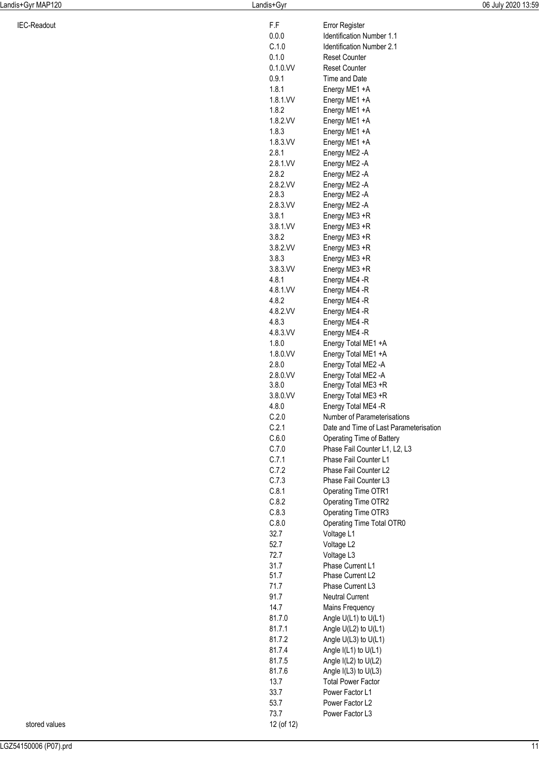IEC-Readout

| Code | Description |
|---|---|
| F.F | Error Register |
| 0.0.0 | Identification Number 1.1 |
| C.1.0 | Identification Number 2.1 |
| 0.1.0 | Reset Counter |
| 0.1.0.VV | Reset Counter |
| 0.9.1 | Time and Date |
| 1.8.1 | Energy ME1 +A |
| 1.8.1.VV | Energy ME1 +A |
| 1.8.2 | Energy ME1 +A |
| 1.8.2.VV | Energy ME1 +A |
| 1.8.3 | Energy ME1 +A |
| 1.8.3.VV | Energy ME1 +A |
| 2.8.1 | Energy ME2 -A |
| 2.8.1.VV | Energy ME2 -A |
| 2.8.2 | Energy ME2 -A |
| 2.8.2.VV | Energy ME2 -A |
| 2.8.3 | Energy ME2 -A |
| 2.8.3.VV | Energy ME2 -A |
| 3.8.1 | Energy ME3 +R |
| 3.8.1.VV | Energy ME3 +R |
| 3.8.2 | Energy ME3 +R |
| 3.8.2.VV | Energy ME3 +R |
| 3.8.3 | Energy ME3 +R |
| 3.8.3.VV | Energy ME3 +R |
| 4.8.1 | Energy ME4 -R |
| 4.8.1.VV | Energy ME4 -R |
| 4.8.2 | Energy ME4 -R |
| 4.8.2.VV | Energy ME4 -R |
| 4.8.3 | Energy ME4 -R |
| 4.8.3.VV | Energy ME4 -R |
| 1.8.0 | Energy Total ME1 +A |
| 1.8.0.VV | Energy Total ME1 +A |
| 2.8.0 | Energy Total ME2 -A |
| 2.8.0.VV | Energy Total ME2 -A |
| 3.8.0 | Energy Total ME3 +R |
| 3.8.0.VV | Energy Total ME3 +R |
| 4.8.0 | Energy Total ME4 -R |
| C.2.0 | Number of Parameterisations |
| C.2.1 | Date and Time of Last Parameterisation |
| C.6.0 | Operating Time of Battery |
| C.7.0 | Phase Fail Counter L1, L2, L3 |
| C.7.1 | Phase Fail Counter L1 |
| C.7.2 | Phase Fail Counter L2 |
| C.7.3 | Phase Fail Counter L3 |
| C.8.1 | Operating Time OTR1 |
| C.8.2 | Operating Time OTR2 |
| C.8.3 | Operating Time OTR3 |
| C.8.0 | Operating Time Total OTR0 |
| 32.7 | Voltage L1 |
| 52.7 | Voltage L2 |
| 72.7 | Voltage L3 |
| 31.7 | Phase Current L1 |
| 51.7 | Phase Current L2 |
| 71.7 | Phase Current L3 |
| 91.7 | Neutral Current |
| 14.7 | Mains Frequency |
| 81.7.0 | Angle U(L1) to U(L1) |
| 81.7.1 | Angle U(L2) to U(L1) |
| 81.7.2 | Angle U(L3) to U(L1) |
| 81.7.4 | Angle I(L1) to U(L1) |
| 81.7.5 | Angle I(L2) to U(L2) |
| 81.7.6 | Angle I(L3) to U(L3) |
| 13.7 | Total Power Factor |
| 33.7 | Power Factor L1 |
| 53.7 | Power Factor L2 |
| 73.7 | Power Factor L3 |

stored values: 12 (of 12)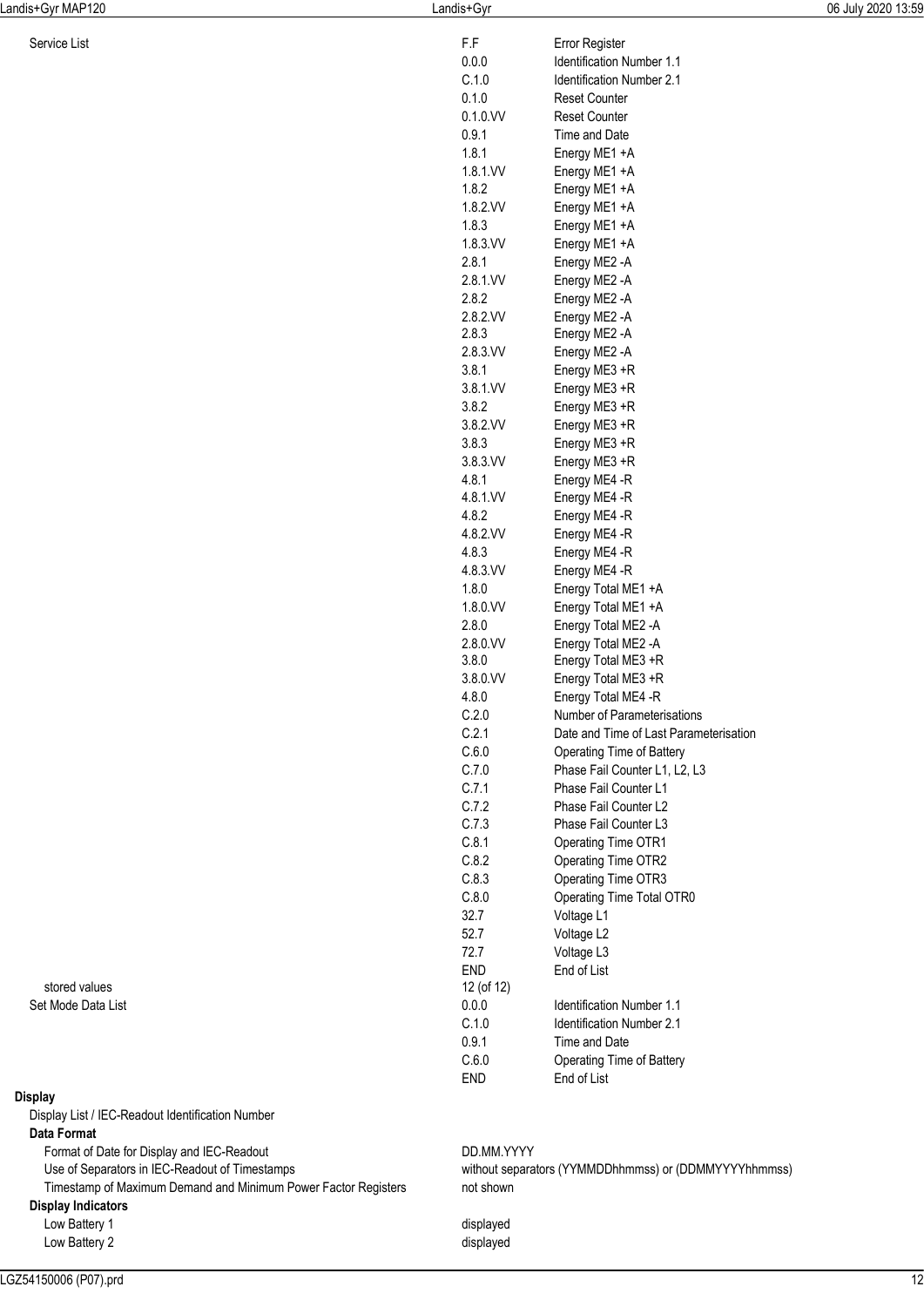| Parameter | Code | Description |
| --- | --- | --- |
| Service List | F.F | Error Register |
| | 0.0.0 | Identification Number 1.1 |
| | C.1.0 | Identification Number 2.1 |
| | 0.1.0 | Reset Counter |
| | 0.1.0.VV | Reset Counter |
| | 0.9.1 | Time and Date |
| | 1.8.1 | Energy ME1 +A |
| | 1.8.1.VV | Energy ME1 +A |
| | 1.8.2 | Energy ME1 +A |
| | 1.8.2.VV | Energy ME1 +A |
| | 1.8.3 | Energy ME1 +A |
| | 1.8.3.VV | Energy ME1 +A |
| | 2.8.1 | Energy ME2 -A |
| | 2.8.1.VV | Energy ME2 -A |
| | 2.8.2 | Energy ME2 -A |
| | 2.8.2.VV | Energy ME2 -A |
| | 2.8.3 | Energy ME2 -A |
| | 2.8.3.VV | Energy ME2 -A |
| | 3.8.1 | Energy ME3 +R |
| | 3.8.1.VV | Energy ME3 +R |
| | 3.8.2 | Energy ME3 +R |
| | 3.8.2.VV | Energy ME3 +R |
| | 3.8.3 | Energy ME3 +R |
| | 3.8.3.VV | Energy ME3 +R |
| | 4.8.1 | Energy ME4 -R |
| | 4.8.1.VV | Energy ME4 -R |
| | 4.8.2 | Energy ME4 -R |
| | 4.8.2.VV | Energy ME4 -R |
| | 4.8.3 | Energy ME4 -R |
| | 4.8.3.VV | Energy ME4 -R |
| | 1.8.0 | Energy Total ME1 +A |
| | 1.8.0.VV | Energy Total ME1 +A |
| | 2.8.0 | Energy Total ME2 -A |
| | 2.8.0.VV | Energy Total ME2 -A |
| | 3.8.0 | Energy Total ME3 +R |
| | 3.8.0.VV | Energy Total ME3 +R |
| | 4.8.0 | Energy Total ME4 -R |
| | C.2.0 | Number of Parameterisations |
| | C.2.1 | Date and Time of Last Parameterisation |
| | C.6.0 | Operating Time of Battery |
| | C.7.0 | Phase Fail Counter L1, L2, L3 |
| | C.7.1 | Phase Fail Counter L1 |
| | C.7.2 | Phase Fail Counter L2 |
| | C.7.3 | Phase Fail Counter L3 |
| | C.8.1 | Operating Time OTR1 |
| | C.8.2 | Operating Time OTR2 |
| | C.8.3 | Operating Time OTR3 |
| | C.8.0 | Operating Time Total OTR0 |
| | 32.7 | Voltage L1 |
| | 52.7 | Voltage L2 |
| | 72.7 | Voltage L3 |
| | END | End of List |
| stored values | 12 (of 12) | |
| Set Mode Data List | 0.0.0 | Identification Number 1.1 |
| | C.1.0 | Identification Number 2.1 |
| | 0.9.1 | Time and Date |
| | C.6.0 | Operating Time of Battery |
| | END | End of List |

**Display**

Display List / IEC-Readout Identification Number

**Data Format**

| Parameter | Value |
| --- | --- |
| Format of Date for Display and IEC-Readout | DD.MM.YYYY |
| Use of Separators in IEC-Readout of Timestamps | without separators (YYMMDDhhmmss) or (DDMMYYYYhhmmss) |
| Timestamp of Maximum Demand and Minimum Power Factor Registers | not shown |

**Display Indicators**

| Parameter | Value |
| --- | --- |
| Low Battery 1 | displayed |
| Low Battery 2 | displayed |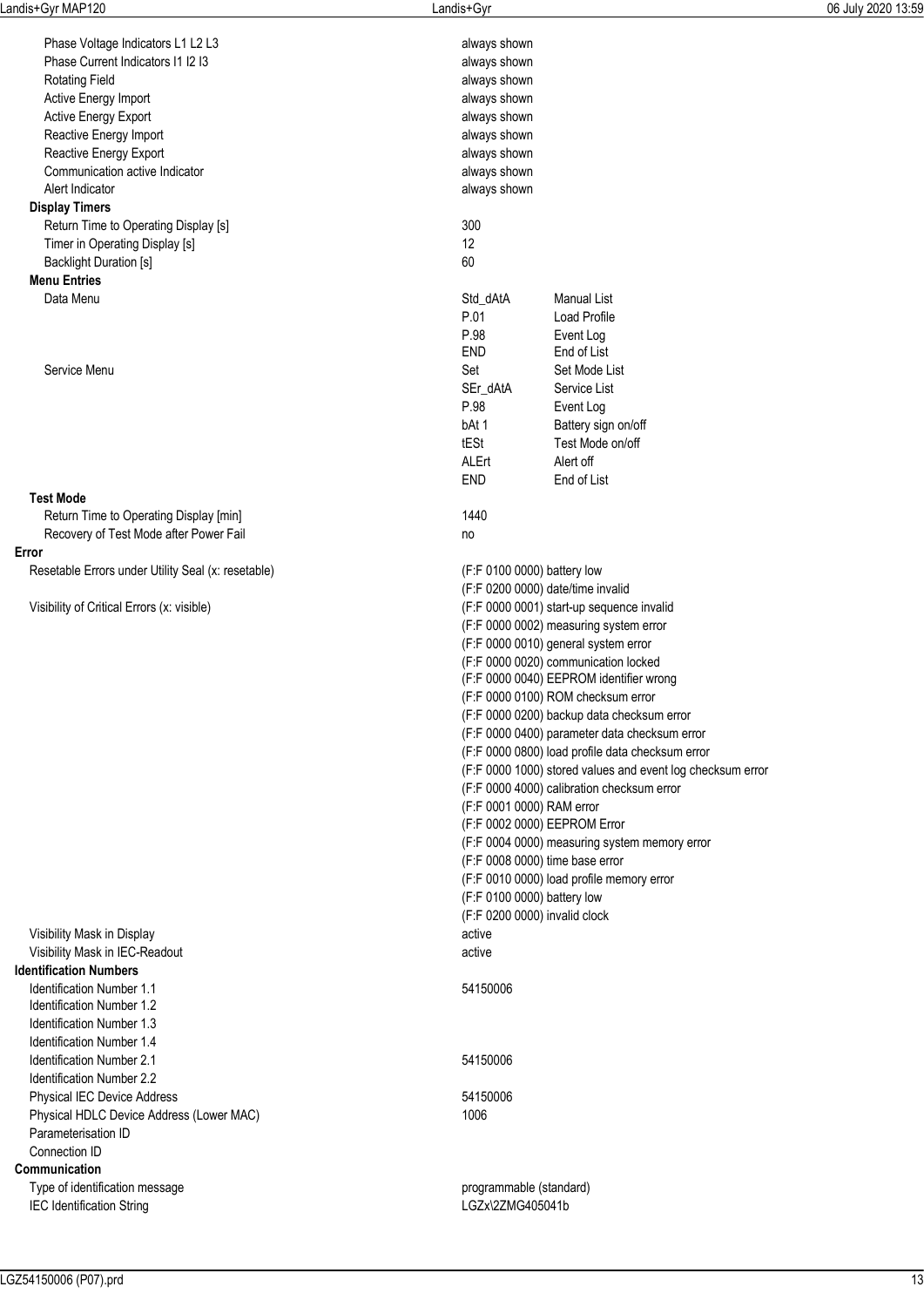| Parameter | Value | |
|---|---|---|
| Phase Voltage Indicators L1 L2 L3 | always shown | |
| Phase Current Indicators I1 I2 I3 | always shown | |
| Rotating Field | always shown | |
| Active Energy Import | always shown | |
| Active Energy Export | always shown | |
| Reactive Energy Import | always shown | |
| Reactive Energy Export | always shown | |
| Communication active Indicator | always shown | |
| Alert Indicator | always shown | |
| **Display Timers** | | |
| Return Time to Operating Display [s] | 300 | |
| Timer in Operating Display [s] | 12 | |
| Backlight Duration [s] | 60 | |
| **Menu Entries** | | |
| Data Menu | Std_dAtA | Manual List |
| | P.01 | Load Profile |
| | P.98 | Event Log |
| | END | End of List |
| Service Menu | Set | Set Mode List |
| | SEr_dAtA | Service List |
| | P.98 | Event Log |
| | bAt 1 | Battery sign on/off |
| | tESt | Test Mode on/off |
| | ALErt | Alert off |
| | END | End of List |
| **Test Mode** | | |
| Return Time to Operating Display [min] | 1440 | |
| Recovery of Test Mode after Power Fail | no | |
| **Error** | | |
| Resetable Errors under Utility Seal (x: resetable) | (F:F 0100 0000) battery low | |
| | (F:F 0200 0000) date/time invalid | |
| Visibility of Critical Errors (x: visible) | (F:F 0000 0001) start-up sequence invalid | |
| | (F:F 0000 0002) measuring system error | |
| | (F:F 0000 0010) general system error | |
| | (F:F 0000 0020) communication locked | |
| | (F:F 0000 0040) EEPROM identifier wrong | |
| | (F:F 0000 0100) ROM checksum error | |
| | (F:F 0000 0200) backup data checksum error | |
| | (F:F 0000 0400) parameter data checksum error | |
| | (F:F 0000 0800) load profile data checksum error | |
| | (F:F 0000 1000) stored values and event log checksum error | |
| | (F:F 0000 4000) calibration checksum error | |
| | (F:F 0001 0000) RAM error | |
| | (F:F 0002 0000) EEPROM Error | |
| | (F:F 0004 0000) measuring system memory error | |
| | (F:F 0008 0000) time base error | |
| | (F:F 0010 0000) load profile memory error | |
| | (F:F 0100 0000) battery low | |
| | (F:F 0200 0000) invalid clock | |
| Visibility Mask in Display | active | |
| Visibility Mask in IEC-Readout | active | |
| **Identification Numbers** | | |
| Identification Number 1.1 | 54150006 | |
| Identification Number 1.2 | | |
| Identification Number 1.3 | | |
| Identification Number 1.4 | | |
| Identification Number 2.1 | 54150006 | |
| Identification Number 2.2 | | |
| Physical IEC Device Address | 54150006 | |
| Physical HDLC Device Address (Lower MAC) | 1006 | |
| Parameterisation ID | | |
| Connection ID | | |
| **Communication** | | |
| Type of identification message | programmable (standard) | |
| IEC Identification String | LGZx\2ZMG405041b | |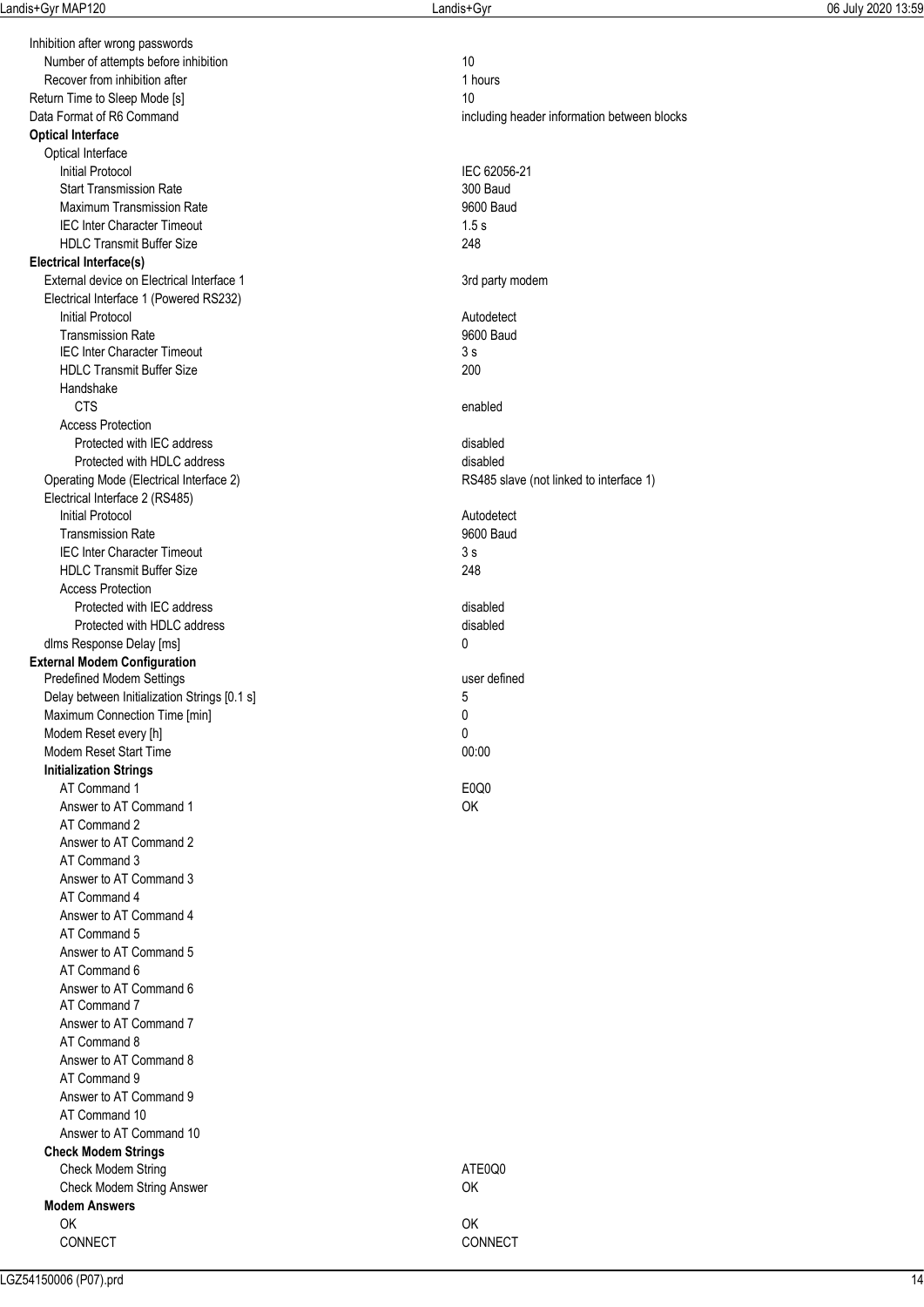| Parameter | Value |
|---|---|
| Inhibition after wrong passwords | |
| Number of attempts before inhibition | 10 |
| Recover from inhibition after | 1 hours |
| Return Time to Sleep Mode [s] | 10 |
| Data Format of R6 Command | including header information between blocks |

**Optical Interface**

| Parameter | Value |
|---|---|
| Optical Interface | |
| Initial Protocol | IEC 62056-21 |
| Start Transmission Rate | 300 Baud |
| Maximum Transmission Rate | 9600 Baud |
| IEC Inter Character Timeout | 1.5 s |
| HDLC Transmit Buffer Size | 248 |

**Electrical Interface(s)**

| Parameter | Value |
|---|---|
| External device on Electrical Interface 1 | 3rd party modem |
| Electrical Interface 1 (Powered RS232) | |
| Initial Protocol | Autodetect |
| Transmission Rate | 9600 Baud |
| IEC Inter Character Timeout | 3 s |
| HDLC Transmit Buffer Size | 200 |
| Handshake | |
| CTS | enabled |
| Access Protection | |
| Protected with IEC address | disabled |
| Protected with HDLC address | disabled |
| Operating Mode (Electrical Interface 2) | RS485 slave (not linked to interface 1) |
| Electrical Interface 2 (RS485) | |
| Initial Protocol | Autodetect |
| Transmission Rate | 9600 Baud |
| IEC Inter Character Timeout | 3 s |
| HDLC Transmit Buffer Size | 248 |
| Access Protection | |
| Protected with IEC address | disabled |
| Protected with HDLC address | disabled |
| dlms Response Delay [ms] | 0 |

**External Modem Configuration**

| Parameter | Value |
|---|---|
| Predefined Modem Settings | user defined |
| Delay between Initialization Strings [0.1 s] | 5 |
| Maximum Connection Time [min] | 0 |
| Modem Reset every [h] | 0 |
| Modem Reset Start Time | 00:00 |

**Initialization Strings**

| Parameter | Value |
|---|---|
| AT Command 1 | E0Q0 |
| Answer to AT Command 1 | OK |
| AT Command 2 | |
| Answer to AT Command 2 | |
| AT Command 3 | |
| Answer to AT Command 3 | |
| AT Command 4 | |
| Answer to AT Command 4 | |
| AT Command 5 | |
| Answer to AT Command 5 | |
| AT Command 6 | |
| Answer to AT Command 6 | |
| AT Command 7 | |
| Answer to AT Command 7 | |
| AT Command 8 | |
| Answer to AT Command 8 | |
| AT Command 9 | |
| Answer to AT Command 9 | |
| AT Command 10 | |
| Answer to AT Command 10 | |

**Check Modem Strings**

| Parameter | Value |
|---|---|
| Check Modem String | ATE0Q0 |
| Check Modem String Answer | OK |

**Modem Answers**

| Parameter | Value |
|---|---|
| OK | OK |
| CONNECT | CONNECT |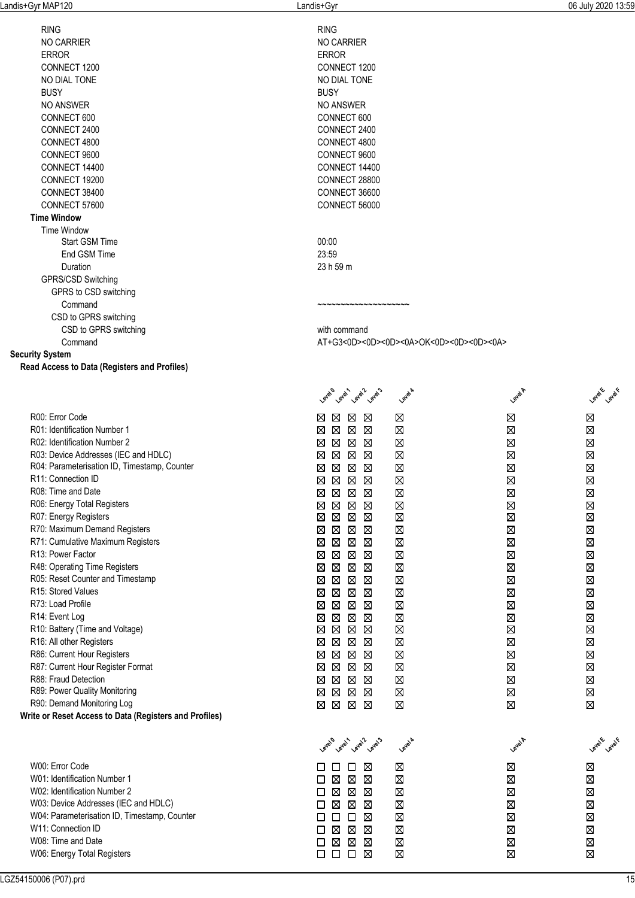| | |
|---|---|
| RING | RING |
| NO CARRIER | NO CARRIER |
| ERROR | ERROR |
| CONNECT 1200 | CONNECT 1200 |
| NO DIAL TONE | NO DIAL TONE |
| BUSY | BUSY |
| NO ANSWER | NO ANSWER |
| CONNECT 600 | CONNECT 600 |
| CONNECT 2400 | CONNECT 2400 |
| CONNECT 4800 | CONNECT 4800 |
| CONNECT 9600 | CONNECT 9600 |
| CONNECT 14400 | CONNECT 14400 |
| CONNECT 19200 | CONNECT 28800 |
| CONNECT 38400 | CONNECT 36600 |
| CONNECT 57600 | CONNECT 56000 |

**Time Window**

Time Window

| | |
|---|---|
| Start GSM Time | 00:00 |
| End GSM Time | 23:59 |
| Duration | 23 h 59 m |

GPRS/CSD Switching

GPRS to CSD switching

| | |
|---|---|
| Command | ~~~~~~~~~~~~~~~~~~~~ |

CSD to GPRS switching

| | |
|---|---|
| CSD to GPRS switching | with command |
| Command | AT+G3<0D><0D><0D><0A>OK<0D><0D><0D><0A> |

## Security System

### Read Access to Data (Registers and Profiles)

| | Level 0 | Level 1 | Level 2 | Level 3 | Level 4 | Level A | Level E | Level F |
|---|---|---|---|---|---|---|---|---|
| R00: Error Code | ☒ | ☒ | ☒ | ☒ | ☒ | ☒ | ☒ | |
| R01: Identification Number 1 | ☒ | ☒ | ☒ | ☒ | ☒ | ☒ | ☒ | |
| R02: Identification Number 2 | ☒ | ☒ | ☒ | ☒ | ☒ | ☒ | ☒ | |
| R03: Device Addresses (IEC and HDLC) | ☒ | ☒ | ☒ | ☒ | ☒ | ☒ | ☒ | |
| R04: Parameterisation ID, Timestamp, Counter | ☒ | ☒ | ☒ | ☒ | ☒ | ☒ | ☒ | |
| R11: Connection ID | ☒ | ☒ | ☒ | ☒ | ☒ | ☒ | ☒ | |
| R08: Time and Date | ☒ | ☒ | ☒ | ☒ | ☒ | ☒ | ☒ | |
| R06: Energy Total Registers | ☒ | ☒ | ☒ | ☒ | ☒ | ☒ | ☒ | |
| R07: Energy Registers | ☒ | ☒ | ☒ | ☒ | ☒ | ☒ | ☒ | |
| R70: Maximum Demand Registers | ☒ | ☒ | ☒ | ☒ | ☒ | ☒ | ☒ | |
| R71: Cumulative Maximum Registers | ☒ | ☒ | ☒ | ☒ | ☒ | ☒ | ☒ | |
| R13: Power Factor | ☒ | ☒ | ☒ | ☒ | ☒ | ☒ | ☒ | |
| R48: Operating Time Registers | ☒ | ☒ | ☒ | ☒ | ☒ | ☒ | ☒ | |
| R05: Reset Counter and Timestamp | ☒ | ☒ | ☒ | ☒ | ☒ | ☒ | ☒ | |
| R15: Stored Values | ☒ | ☒ | ☒ | ☒ | ☒ | ☒ | ☒ | |
| R73: Load Profile | ☒ | ☒ | ☒ | ☒ | ☒ | ☒ | ☒ | |
| R14: Event Log | ☒ | ☒ | ☒ | ☒ | ☒ | ☒ | ☒ | |
| R10: Battery (Time and Voltage) | ☒ | ☒ | ☒ | ☒ | ☒ | ☒ | ☒ | |
| R16: All other Registers | ☒ | ☒ | ☒ | ☒ | ☒ | ☒ | ☒ | |
| R86: Current Hour Registers | ☒ | ☒ | ☒ | ☒ | ☒ | ☒ | ☒ | |
| R87: Current Hour Register Format | ☒ | ☒ | ☒ | ☒ | ☒ | ☒ | ☒ | |
| R88: Fraud Detection | ☒ | ☒ | ☒ | ☒ | ☒ | ☒ | ☒ | |
| R89: Power Quality Monitoring | ☒ | ☒ | ☒ | ☒ | ☒ | ☒ | ☒ | |
| R90: Demand Monitoring Log | ☒ | ☒ | ☒ | ☒ | ☒ | ☒ | ☒ | |

### Write or Reset Access to Data (Registers and Profiles)

| | Level 0 | Level 1 | Level 2 | Level 3 | Level 4 | Level A | Level E | Level F |
|---|---|---|---|---|---|---|---|---|
| W00: Error Code | ☐ | ☐ | ☐ | ☒ | ☒ | ☒ | ☒ | |
| W01: Identification Number 1 | ☐ | ☒ | ☒ | ☒ | ☒ | ☒ | ☒ | |
| W02: Identification Number 2 | ☐ | ☒ | ☒ | ☒ | ☒ | ☒ | ☒ | |
| W03: Device Addresses (IEC and HDLC) | ☐ | ☒ | ☒ | ☒ | ☒ | ☒ | ☒ | |
| W04: Parameterisation ID, Timestamp, Counter | ☐ | ☐ | ☐ | ☒ | ☒ | ☒ | ☒ | |
| W11: Connection ID | ☐ | ☒ | ☒ | ☒ | ☒ | ☒ | ☒ | |
| W08: Time and Date | ☐ | ☒ | ☒ | ☒ | ☒ | ☒ | ☒ | |
| W06: Energy Total Registers | ☐ | ☐ | ☐ | ☒ | ☒ | ☒ | ☒ | |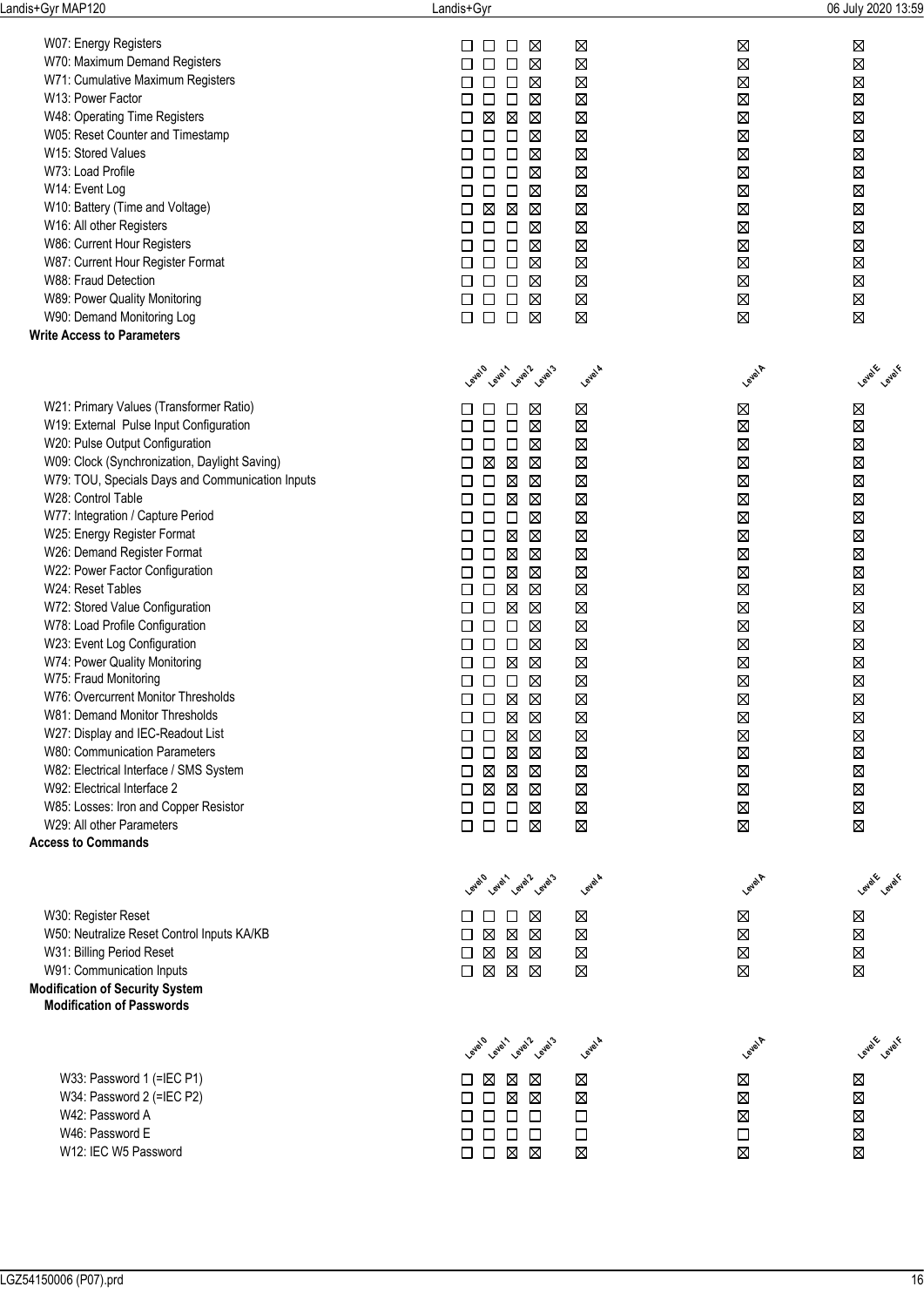| | Level 0 | Level 1 | Level 2 | Level 3 | Level 4 | Level A | Level E | Level F |
|---|---|---|---|---|---|---|---|---|
| W07: Energy Registers | ☐ | ☐ | ☐ | ☒ | ☒ | ☒ | | ☒ |
| W70: Maximum Demand Registers | ☐ | ☐ | ☐ | ☒ | ☒ | ☒ | | ☒ |
| W71: Cumulative Maximum Registers | ☐ | ☐ | ☐ | ☒ | ☒ | ☒ | | ☒ |
| W13: Power Factor | ☐ | ☐ | ☐ | ☒ | ☒ | ☒ | | ☒ |
| W48: Operating Time Registers | ☐ | ☒ | ☒ | ☒ | ☒ | ☒ | | ☒ |
| W05: Reset Counter and Timestamp | ☐ | ☐ | ☐ | ☒ | ☒ | ☒ | | ☒ |
| W15: Stored Values | ☐ | ☐ | ☐ | ☒ | ☒ | ☒ | | ☒ |
| W73: Load Profile | ☐ | ☐ | ☐ | ☒ | ☒ | ☒ | | ☒ |
| W14: Event Log | ☐ | ☐ | ☐ | ☒ | ☒ | ☒ | | ☒ |
| W10: Battery (Time and Voltage) | ☐ | ☒ | ☒ | ☒ | ☒ | ☒ | | ☒ |
| W16: All other Registers | ☐ | ☐ | ☐ | ☒ | ☒ | ☒ | | ☒ |
| W86: Current Hour Registers | ☐ | ☐ | ☐ | ☒ | ☒ | ☒ | | ☒ |
| W87: Current Hour Register Format | ☐ | ☐ | ☐ | ☒ | ☒ | ☒ | | ☒ |
| W88: Fraud Detection | ☐ | ☐ | ☐ | ☒ | ☒ | ☒ | | ☒ |
| W89: Power Quality Monitoring | ☐ | ☐ | ☐ | ☒ | ☒ | ☒ | | ☒ |
| W90: Demand Monitoring Log | ☐ | ☐ | ☐ | ☒ | ☒ | ☒ | | ☒ |

**Write Access to Parameters**

| | Level 0 | Level 1 | Level 2 | Level 3 | Level 4 | Level A | Level E | Level F |
|---|---|---|---|---|---|---|---|---|
| W21: Primary Values (Transformer Ratio) | ☐ | ☐ | ☐ | ☒ | ☒ | ☒ | | ☒ |
| W19: External Pulse Input Configuration | ☐ | ☐ | ☐ | ☒ | ☒ | ☒ | | ☒ |
| W20: Pulse Output Configuration | ☐ | ☐ | ☐ | ☒ | ☒ | ☒ | | ☒ |
| W09: Clock (Synchronization, Daylight Saving) | ☐ | ☒ | ☒ | ☒ | ☒ | ☒ | | ☒ |
| W79: TOU, Specials Days and Communication Inputs | ☐ | ☐ | ☒ | ☒ | ☒ | ☒ | | ☒ |
| W28: Control Table | ☐ | ☐ | ☒ | ☒ | ☒ | ☒ | | ☒ |
| W77: Integration / Capture Period | ☐ | ☐ | ☐ | ☒ | ☒ | ☒ | | ☒ |
| W25: Energy Register Format | ☐ | ☐ | ☒ | ☒ | ☒ | ☒ | | ☒ |
| W26: Demand Register Format | ☐ | ☐ | ☒ | ☒ | ☒ | ☒ | | ☒ |
| W22: Power Factor Configuration | ☐ | ☐ | ☒ | ☒ | ☒ | ☒ | | ☒ |
| W24: Reset Tables | ☐ | ☐ | ☒ | ☒ | ☒ | ☒ | | ☒ |
| W72: Stored Value Configuration | ☐ | ☐ | ☒ | ☒ | ☒ | ☒ | | ☒ |
| W78: Load Profile Configuration | ☐ | ☐ | ☐ | ☒ | ☒ | ☒ | | ☒ |
| W23: Event Log Configuration | ☐ | ☐ | ☐ | ☒ | ☒ | ☒ | | ☒ |
| W74: Power Quality Monitoring | ☐ | ☐ | ☒ | ☒ | ☒ | ☒ | | ☒ |
| W75: Fraud Monitoring | ☐ | ☐ | ☐ | ☒ | ☒ | ☒ | | ☒ |
| W76: Overcurrent Monitor Thresholds | ☐ | ☐ | ☒ | ☒ | ☒ | ☒ | | ☒ |
| W81: Demand Monitor Thresholds | ☐ | ☐ | ☒ | ☒ | ☒ | ☒ | | ☒ |
| W27: Display and IEC-Readout List | ☐ | ☐ | ☒ | ☒ | ☒ | ☒ | | ☒ |
| W80: Communication Parameters | ☐ | ☐ | ☒ | ☒ | ☒ | ☒ | | ☒ |
| W82: Electrical Interface / SMS System | ☐ | ☒ | ☒ | ☒ | ☒ | ☒ | | ☒ |
| W92: Electrical Interface 2 | ☐ | ☒ | ☒ | ☒ | ☒ | ☒ | | ☒ |
| W85: Losses: Iron and Copper Resistor | ☐ | ☐ | ☐ | ☒ | ☒ | ☒ | | ☒ |
| W29: All other Parameters | ☐ | ☐ | ☐ | ☒ | ☒ | ☒ | | ☒ |

**Access to Commands**

| | Level 0 | Level 1 | Level 2 | Level 3 | Level 4 | Level A | Level E | Level F |
|---|---|---|---|---|---|---|---|---|
| W30: Register Reset | ☐ | ☐ | ☐ | ☒ | ☒ | ☒ | | ☒ |
| W50: Neutralize Reset Control Inputs KA/KB | ☐ | ☒ | ☒ | ☒ | ☒ | ☒ | | ☒ |
| W31: Billing Period Reset | ☐ | ☒ | ☒ | ☒ | ☒ | ☒ | | ☒ |
| W91: Communication Inputs | ☐ | ☒ | ☒ | ☒ | ☒ | ☒ | | ☒ |

**Modification of Security System**

**Modification of Passwords**

| | Level 0 | Level 1 | Level 2 | Level 3 | Level 4 | Level A | Level E | Level F |
|---|---|---|---|---|---|---|---|---|
| W33: Password 1 (=IEC P1) | ☐ | ☒ | ☒ | ☒ | ☒ | ☒ | | ☒ |
| W34: Password 2 (=IEC P2) | ☐ | ☐ | ☒ | ☒ | ☒ | ☒ | | ☒ |
| W42: Password A | ☐ | ☐ | ☐ | ☐ | ☐ | ☒ | | ☒ |
| W46: Password E | ☐ | ☐ | ☐ | ☐ | ☐ | ☐ | | ☒ |
| W12: IEC W5 Password | ☐ | ☐ | ☒ | ☒ | ☒ | ☒ | | ☒ |